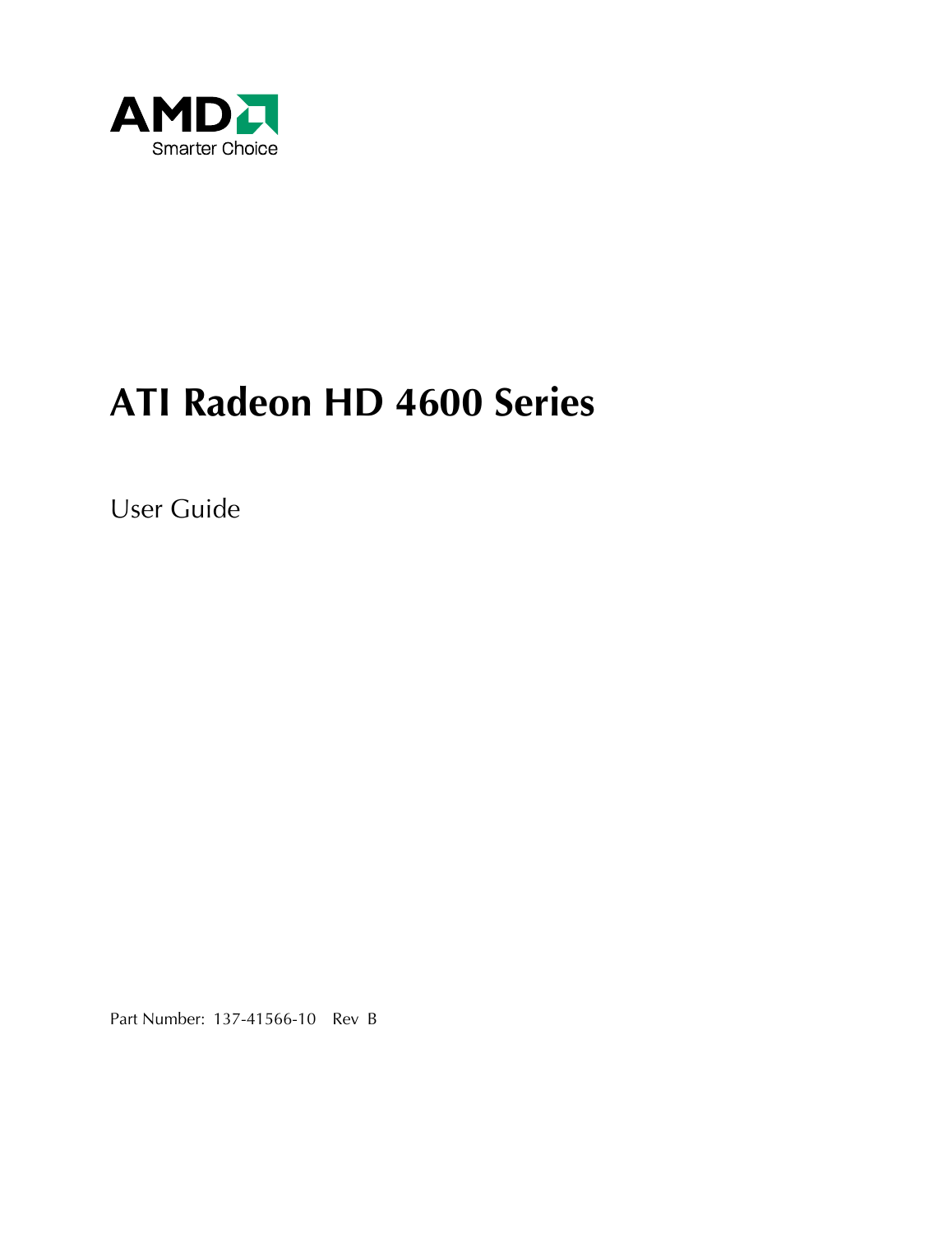AMD
Smarter Choice

# ATI Radeon HD 4600 Series

User Guide

Part Number: 137-41566-10 Rev B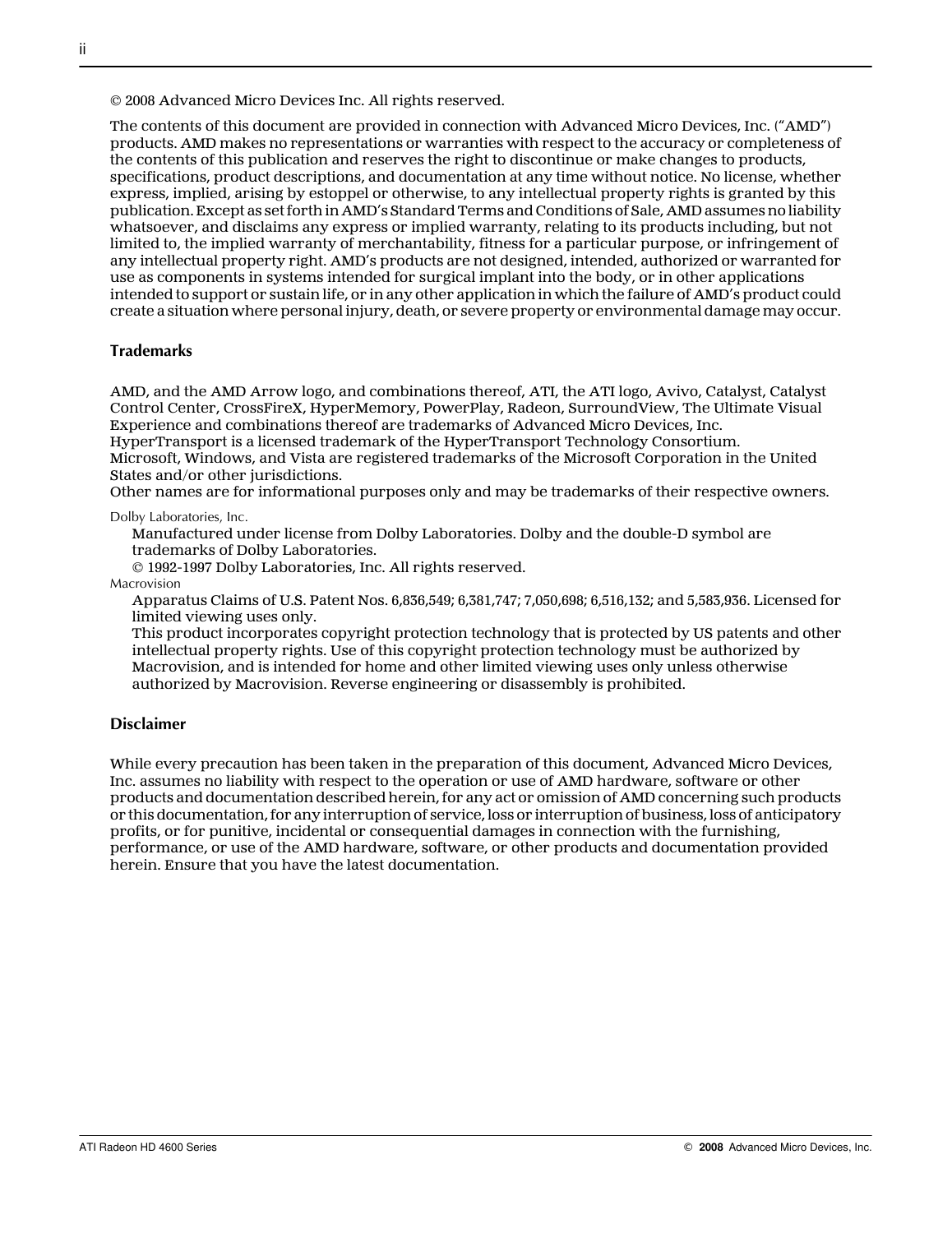© 2008 Advanced Micro Devices Inc. All rights reserved.

The contents of this document are provided in connection with Advanced Micro Devices, Inc. ("AMD") products. AMD makes no representations or warranties with respect to the accuracy or completeness of the contents of this publication and reserves the right to discontinue or make changes to products, specifications, product descriptions, and documentation at any time without notice. No license, whether express, implied, arising by estoppel or otherwise, to any intellectual property rights is granted by this publication. Except as set forth in AMD's Standard Terms and Conditions of Sale, AMD assumes no liability whatsoever, and disclaims any express or implied warranty, relating to its products including, but not limited to, the implied warranty of merchantability, fitness for a particular purpose, or infringement of any intellectual property right. AMD's products are not designed, intended, authorized or warranted for use as components in systems intended for surgical implant into the body, or in other applications intended to support or sustain life, or in any other application in which the failure of AMD's product could create a situation where personal injury, death, or severe property or environmental damage may occur.

### Trademarks

AMD, and the AMD Arrow logo, and combinations thereof, ATI, the ATI logo, Avivo, Catalyst, Catalyst Control Center, CrossFireX, HyperMemory, PowerPlay, Radeon, SurroundView, The Ultimate Visual Experience and combinations thereof are trademarks of Advanced Micro Devices, Inc.
HyperTransport is a licensed trademark of the HyperTransport Technology Consortium.
Microsoft, Windows, and Vista are registered trademarks of the Microsoft Corporation in the United States and/or other jurisdictions.
Other names are for informational purposes only and may be trademarks of their respective owners.

Dolby Laboratories, Inc.

Manufactured under license from Dolby Laboratories. Dolby and the double-D symbol are trademarks of Dolby Laboratories.
© 1992-1997 Dolby Laboratories, Inc. All rights reserved.

Macrovision

Apparatus Claims of U.S. Patent Nos. 6,836,549; 6,381,747; 7,050,698; 6,516,132; and 5,583,936. Licensed for limited viewing uses only.
This product incorporates copyright protection technology that is protected by US patents and other intellectual property rights. Use of this copyright protection technology must be authorized by Macrovision, and is intended for home and other limited viewing uses only unless otherwise authorized by Macrovision. Reverse engineering or disassembly is prohibited.

### Disclaimer

While every precaution has been taken in the preparation of this document, Advanced Micro Devices, Inc. assumes no liability with respect to the operation or use of AMD hardware, software or other products and documentation described herein, for any act or omission of AMD concerning such products or this documentation, for any interruption of service, loss or interruption of business, loss of anticipatory profits, or for punitive, incidental or consequential damages in connection with the furnishing, performance, or use of the AMD hardware, software, or other products and documentation provided herein. Ensure that you have the latest documentation.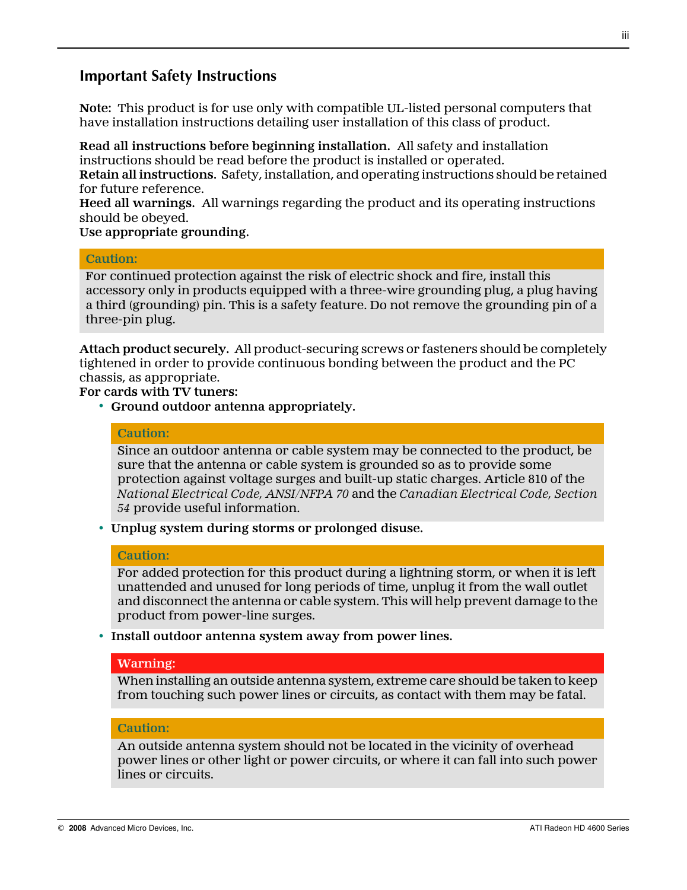## Important Safety Instructions

**Note:** This product is for use only with compatible UL-listed personal computers that have installation instructions detailing user installation of this class of product.

**Read all instructions before beginning installation.** All safety and installation instructions should be read before the product is installed or operated.
**Retain all instructions.** Safety, installation, and operating instructions should be retained for future reference.
**Heed all warnings.** All warnings regarding the product and its operating instructions should be obeyed.
**Use appropriate grounding.**

> **Caution:**
> For continued protection against the risk of electric shock and fire, install this accessory only in products equipped with a three-wire grounding plug, a plug having a third (grounding) pin. This is a safety feature. Do not remove the grounding pin of a three-pin plug.

**Attach product securely.** All product-securing screws or fasteners should be completely tightened in order to provide continuous bonding between the product and the PC chassis, as appropriate.
**For cards with TV tuners:**

- **Ground outdoor antenna appropriately.**

  > **Caution:**
  > Since an outdoor antenna or cable system may be connected to the product, be sure that the antenna or cable system is grounded so as to provide some protection against voltage surges and built-up static charges. Article 810 of the *National Electrical Code, ANSI/NFPA 70* and the *Canadian Electrical Code, Section 54* provide useful information.

- **Unplug system during storms or prolonged disuse.**

  > **Caution:**
  > For added protection for this product during a lightning storm, or when it is left unattended and unused for long periods of time, unplug it from the wall outlet and disconnect the antenna or cable system. This will help prevent damage to the product from power-line surges.

- **Install outdoor antenna system away from power lines.**

  > **Warning:**
  > When installing an outside antenna system, extreme care should be taken to keep from touching such power lines or circuits, as contact with them may be fatal.

  > **Caution:**
  > An outside antenna system should not be located in the vicinity of overhead power lines or other light or power circuits, or where it can fall into such power lines or circuits.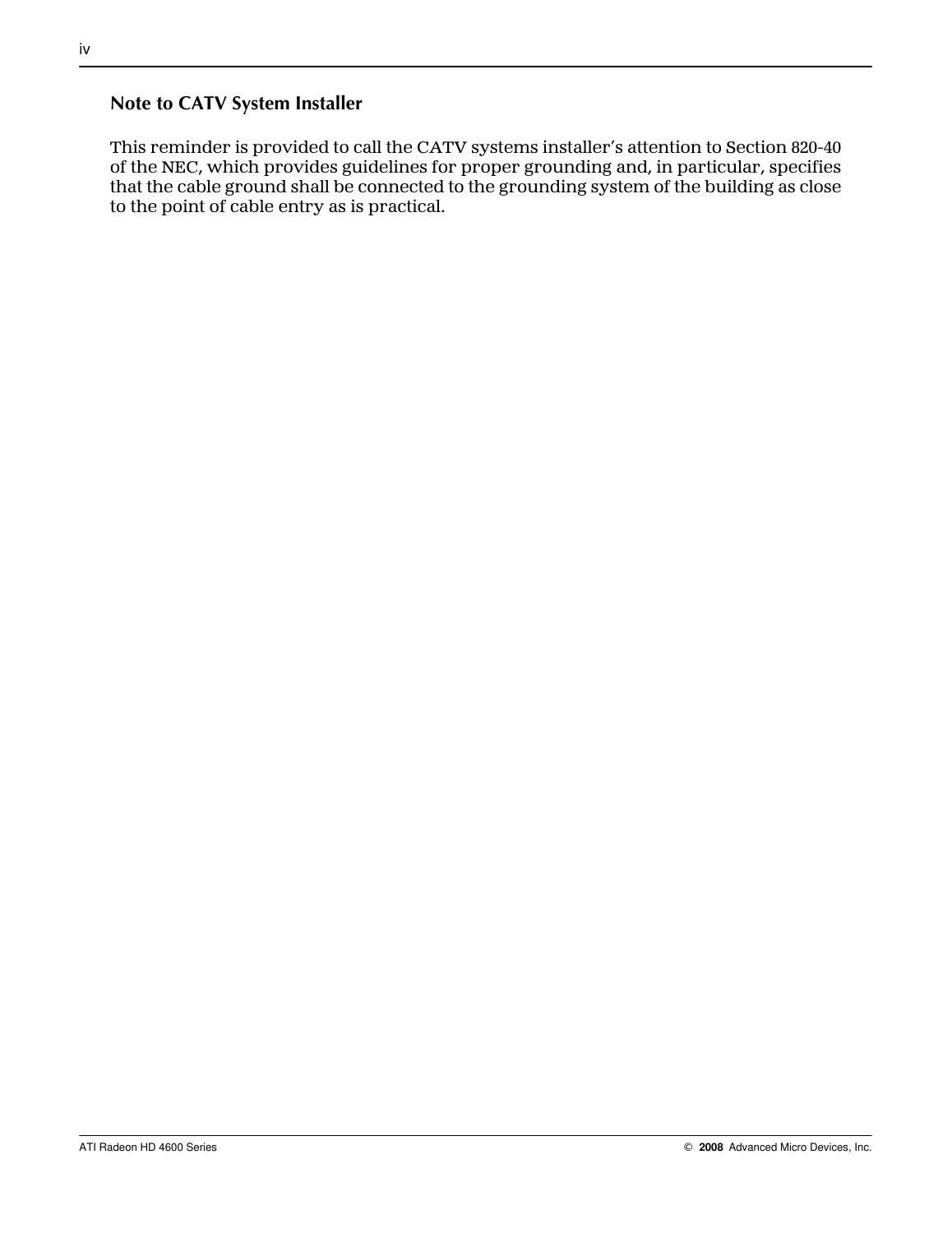## Note to CATV System Installer

This reminder is provided to call the CATV systems installer's attention to Section 820-40 of the NEC, which provides guidelines for proper grounding and, in particular, specifies that the cable ground shall be connected to the grounding system of the building as close to the point of cable entry as is practical.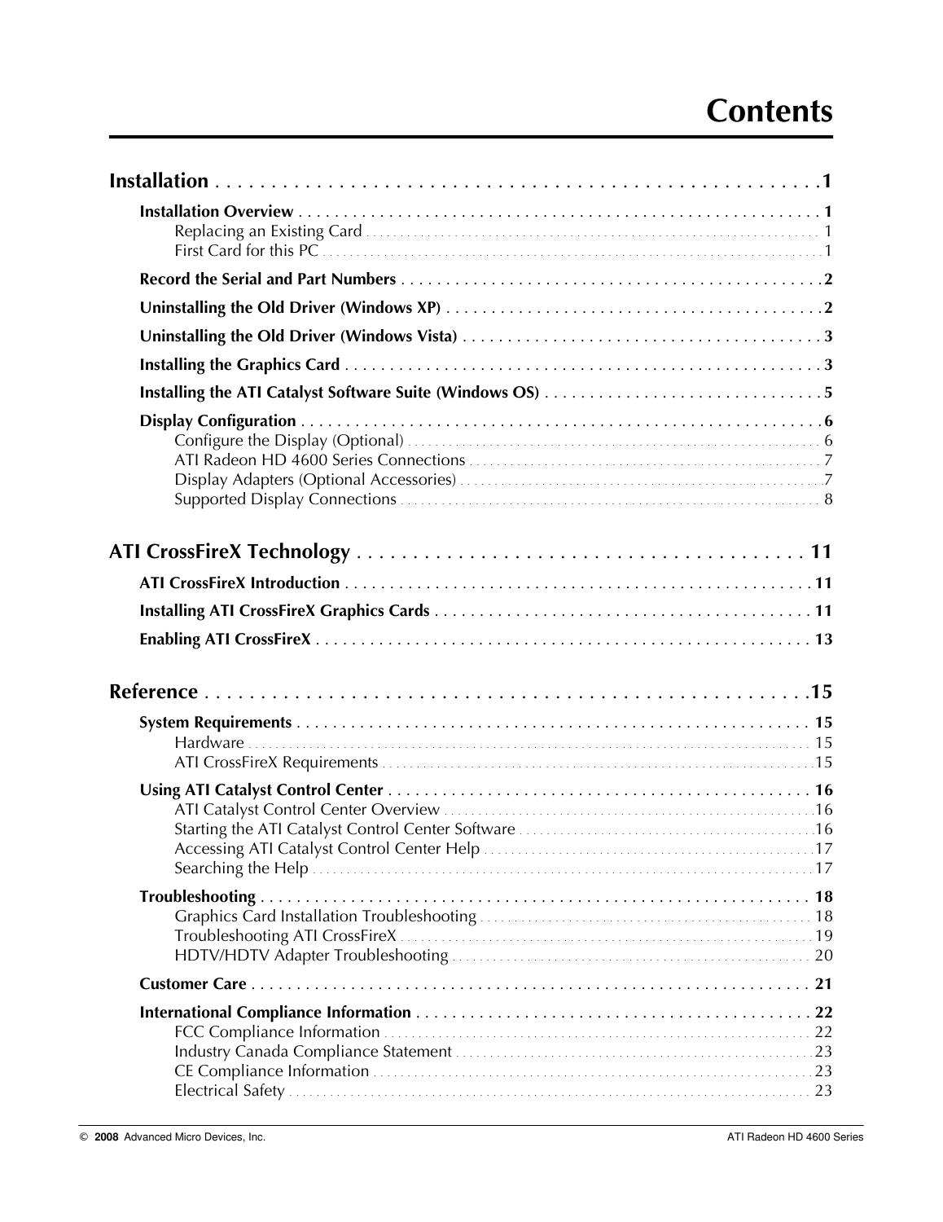# Contents

**Installation** . . . . . . . . . . . . . . . . . . . . . . . . . . . . . . . . . . . . . . . . . . . . . . . . . . . . .1

- **Installation Overview** . . . . . . . . . . . . . . . . . . . . . . . . . . . . . . . . . . . . . . . . . . . . . . . . . . . . . . . . . . . 1
  - Replacing an Existing Card . . . . . . . . . . . . . . . . . . . . . . . . . . . . . . . . . . . . . . . . . . . . . . . . . . . . . 1
  - First Card for this PC . . . . . . . . . . . . . . . . . . . . . . . . . . . . . . . . . . . . . . . . . . . . . . . . . . . . . . . . . .1
- **Record the Serial and Part Numbers** . . . . . . . . . . . . . . . . . . . . . . . . . . . . . . . . . . . . . . . . . . . . . . .2
- **Uninstalling the Old Driver (Windows XP)** . . . . . . . . . . . . . . . . . . . . . . . . . . . . . . . . . . . . . . . . . .2
- **Uninstalling the Old Driver (Windows Vista)** . . . . . . . . . . . . . . . . . . . . . . . . . . . . . . . . . . . . . . . .3
- **Installing the Graphics Card** . . . . . . . . . . . . . . . . . . . . . . . . . . . . . . . . . . . . . . . . . . . . . . . . . . . . .3
- **Installing the ATI Catalyst Software Suite (Windows OS)** . . . . . . . . . . . . . . . . . . . . . . . . . . . . . . .5
- **Display Configuration** . . . . . . . . . . . . . . . . . . . . . . . . . . . . . . . . . . . . . . . . . . . . . . . . . . . . . . . . . .6
  - Configure the Display (Optional) . . . . . . . . . . . . . . . . . . . . . . . . . . . . . . . . . . . . . . . . . . . . . . . . . 6
  - ATI Radeon HD 4600 Series Connections . . . . . . . . . . . . . . . . . . . . . . . . . . . . . . . . . . . . . . . . . . 7
  - Display Adapters (Optional Accessories) . . . . . . . . . . . . . . . . . . . . . . . . . . . . . . . . . . . . . . . . . . .7
  - Supported Display Connections . . . . . . . . . . . . . . . . . . . . . . . . . . . . . . . . . . . . . . . . . . . . . . . . . . 8

**ATI CrossFireX Technology** . . . . . . . . . . . . . . . . . . . . . . . . . . . . . . . . . . . . . . . 11

- **ATI CrossFireX Introduction** . . . . . . . . . . . . . . . . . . . . . . . . . . . . . . . . . . . . . . . . . . . . . . . . . . . 11
- **Installing ATI CrossFireX Graphics Cards** . . . . . . . . . . . . . . . . . . . . . . . . . . . . . . . . . . . . . . . . . 11
- **Enabling ATI CrossFireX** . . . . . . . . . . . . . . . . . . . . . . . . . . . . . . . . . . . . . . . . . . . . . . . . . . . . . . 13

**Reference** . . . . . . . . . . . . . . . . . . . . . . . . . . . . . . . . . . . . . . . . . . . . . . . . . . . . . .15

- **System Requirements** . . . . . . . . . . . . . . . . . . . . . . . . . . . . . . . . . . . . . . . . . . . . . . . . . . . . . . . . 15
  - Hardware . . . . . . . . . . . . . . . . . . . . . . . . . . . . . . . . . . . . . . . . . . . . . . . . . . . . . . . . . . . . . . . . . . 15
  - ATI CrossFireX Requirements . . . . . . . . . . . . . . . . . . . . . . . . . . . . . . . . . . . . . . . . . . . . . . . . . . .15
- **Using ATI Catalyst Control Center** . . . . . . . . . . . . . . . . . . . . . . . . . . . . . . . . . . . . . . . . . . . . . . . 16
  - ATI Catalyst Control Center Overview . . . . . . . . . . . . . . . . . . . . . . . . . . . . . . . . . . . . . . . . . . . . .16
  - Starting the ATI Catalyst Control Center Software . . . . . . . . . . . . . . . . . . . . . . . . . . . . . . . . . . .16
  - Accessing ATI Catalyst Control Center Help . . . . . . . . . . . . . . . . . . . . . . . . . . . . . . . . . . . . . . .17
  - Searching the Help . . . . . . . . . . . . . . . . . . . . . . . . . . . . . . . . . . . . . . . . . . . . . . . . . . . . . . . . . . .17
- **Troubleshooting** . . . . . . . . . . . . . . . . . . . . . . . . . . . . . . . . . . . . . . . . . . . . . . . . . . . . . . . . . . . . 18
  - Graphics Card Installation Troubleshooting . . . . . . . . . . . . . . . . . . . . . . . . . . . . . . . . . . . . . . . . 18
  - Troubleshooting ATI CrossFireX . . . . . . . . . . . . . . . . . . . . . . . . . . . . . . . . . . . . . . . . . . . . . . . . .19
  - HDTV/HDTV Adapter Troubleshooting . . . . . . . . . . . . . . . . . . . . . . . . . . . . . . . . . . . . . . . . . . . 20
- **Customer Care** . . . . . . . . . . . . . . . . . . . . . . . . . . . . . . . . . . . . . . . . . . . . . . . . . . . . . . . . . . . . . 21
- **International Compliance Information** . . . . . . . . . . . . . . . . . . . . . . . . . . . . . . . . . . . . . . . . . . . 22
  - FCC Compliance Information . . . . . . . . . . . . . . . . . . . . . . . . . . . . . . . . . . . . . . . . . . . . . . . . . . . 22
  - Industry Canada Compliance Statement . . . . . . . . . . . . . . . . . . . . . . . . . . . . . . . . . . . . . . . . . . .23
  - CE Compliance Information . . . . . . . . . . . . . . . . . . . . . . . . . . . . . . . . . . . . . . . . . . . . . . . . . . . .23
  - Electrical Safety . . . . . . . . . . . . . . . . . . . . . . . . . . . . . . . . . . . . . . . . . . . . . . . . . . . . . . . . . . . . . 23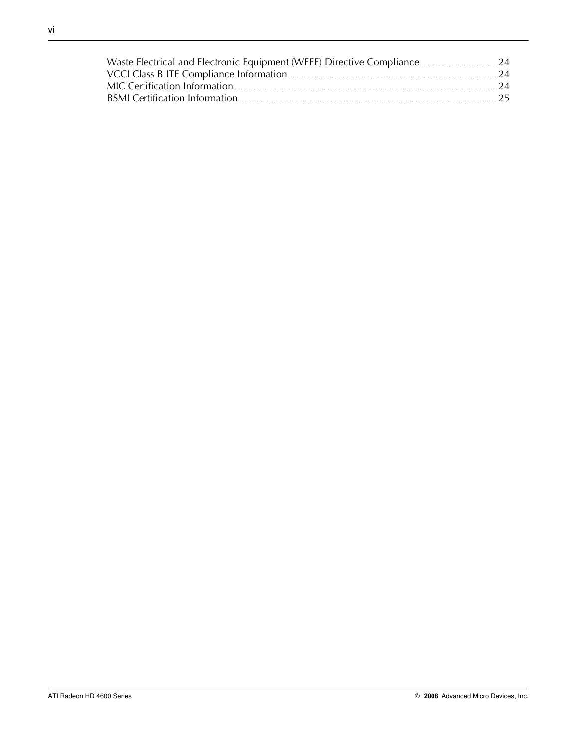Waste Electrical and Electronic Equipment (WEEE) Directive Compliance . . . . . . . . . . . . . . . . . . 24
VCCI Class B ITE Compliance Information . . . . . . . . . . . . . . . . . . . . . . . . . . . . . . . . . . . . . . . . . . . . . . . . 24
MIC Certification Information . . . . . . . . . . . . . . . . . . . . . . . . . . . . . . . . . . . . . . . . . . . . . . . . . . . . . . . . . . . . 24
BSMI Certification Information . . . . . . . . . . . . . . . . . . . . . . . . . . . . . . . . . . . . . . . . . . . . . . . . . . . . . . . . . . . 25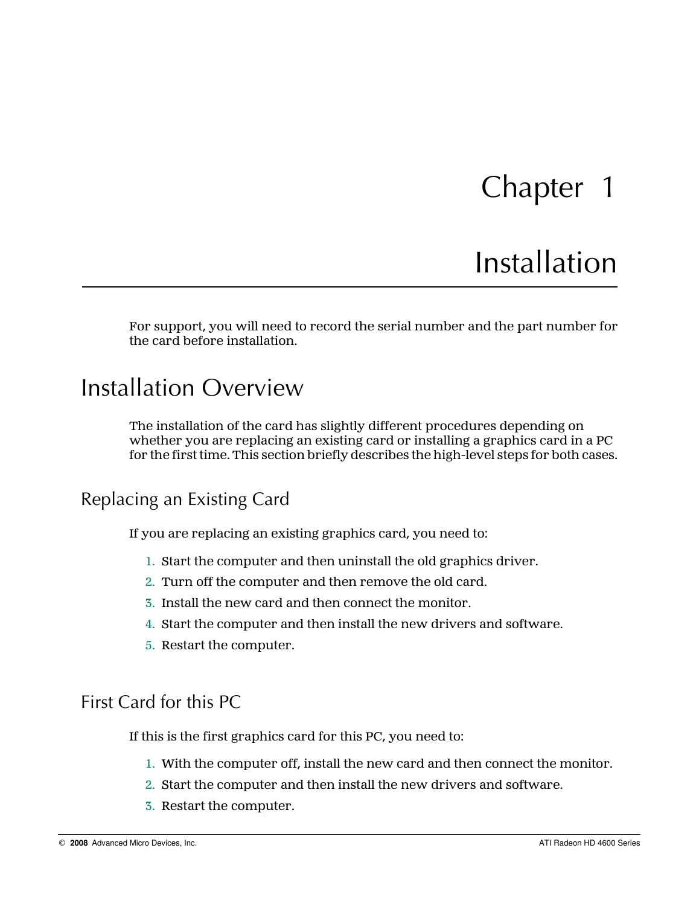# Chapter 1

# Installation

For support, you will need to record the serial number and the part number for the card before installation.

## Installation Overview

The installation of the card has slightly different procedures depending on whether you are replacing an existing card or installing a graphics card in a PC for the first time. This section briefly describes the high-level steps for both cases.

### Replacing an Existing Card

If you are replacing an existing graphics card, you need to:

1. Start the computer and then uninstall the old graphics driver.
2. Turn off the computer and then remove the old card.
3. Install the new card and then connect the monitor.
4. Start the computer and then install the new drivers and software.
5. Restart the computer.

### First Card for this PC

If this is the first graphics card for this PC, you need to:

1. With the computer off, install the new card and then connect the monitor.
2. Start the computer and then install the new drivers and software.
3. Restart the computer.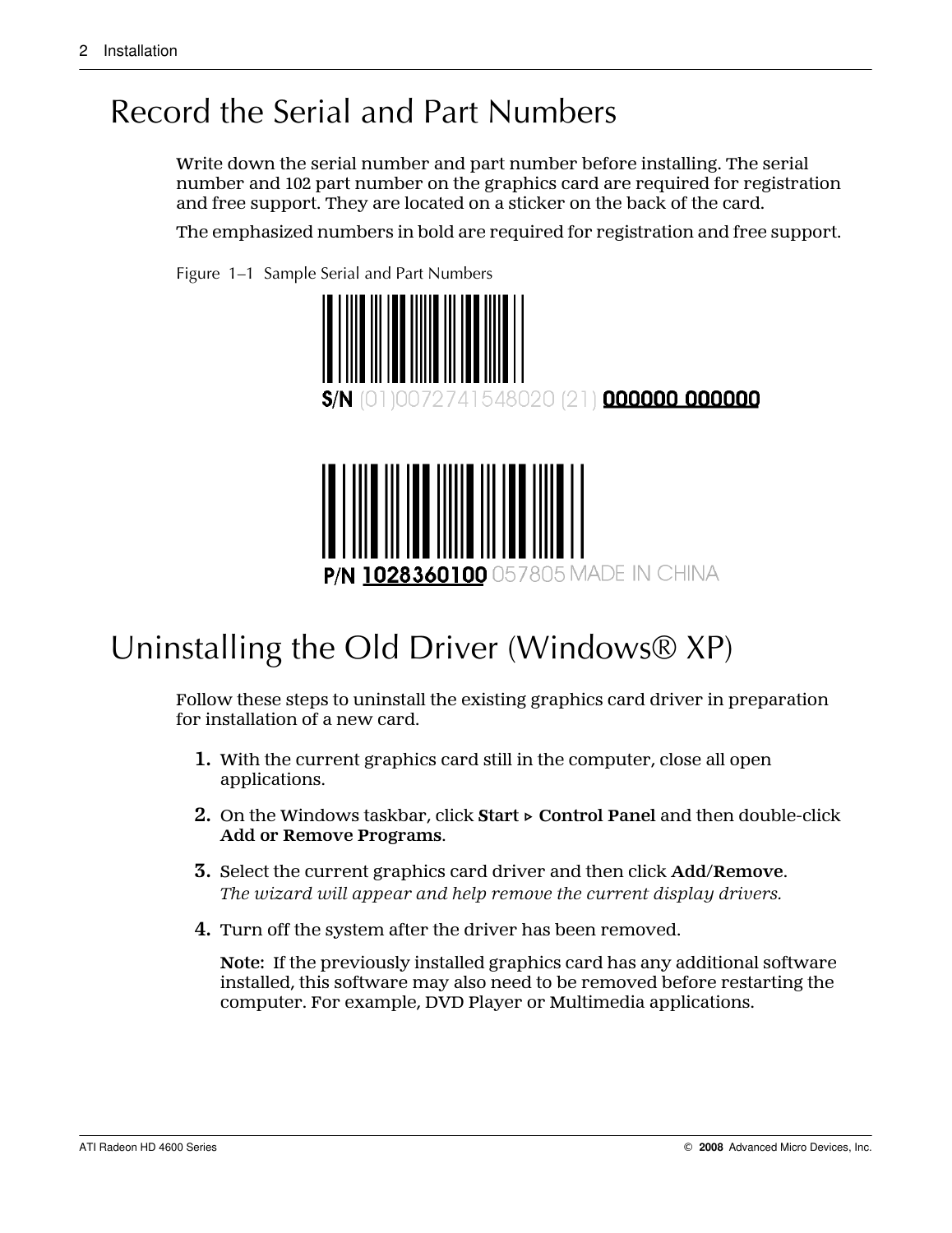# Record the Serial and Part Numbers

Write down the serial number and part number before installing. The serial number and 102 part number on the graphics card are required for registration and free support. They are located on a sticker on the back of the card.

The emphasized numbers in bold are required for registration and free support.

Figure 1–1 Sample Serial and Part Numbers

**S/N** (01)0072741548020 (21) **000000 000000**

**P/N 1028360100** 057805 MADE IN CHINA

# Uninstalling the Old Driver (Windows® XP)

Follow these steps to uninstall the existing graphics card driver in preparation for installation of a new card.

1. With the current graphics card still in the computer, close all open applications.
2. On the Windows taskbar, click **Start** ▹ **Control Panel** and then double-click **Add or Remove Programs**.
3. Select the current graphics card driver and then click **Add/Remove**.
   *The wizard will appear and help remove the current display drivers.*
4. Turn off the system after the driver has been removed.

   **Note:** If the previously installed graphics card has any additional software installed, this software may also need to be removed before restarting the computer. For example, DVD Player or Multimedia applications.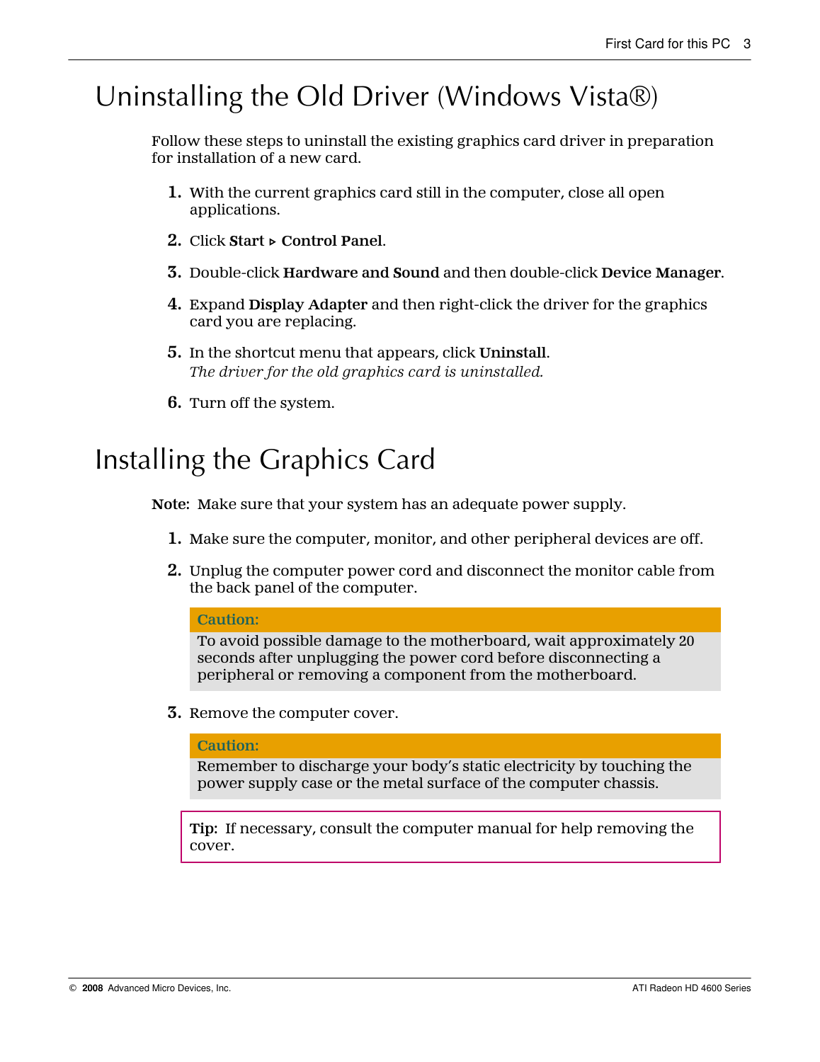# Uninstalling the Old Driver (Windows Vista®)

Follow these steps to uninstall the existing graphics card driver in preparation for installation of a new card.

1. With the current graphics card still in the computer, close all open applications.
2. Click **Start** ▹ **Control Panel**.
3. Double-click **Hardware and Sound** and then double-click **Device Manager**.
4. Expand **Display Adapter** and then right-click the driver for the graphics card you are replacing.
5. In the shortcut menu that appears, click **Uninstall**.
   *The driver for the old graphics card is uninstalled.*
6. Turn off the system.

# Installing the Graphics Card

**Note:** Make sure that your system has an adequate power supply.

1. Make sure the computer, monitor, and other peripheral devices are off.
2. Unplug the computer power cord and disconnect the monitor cable from the back panel of the computer.

   > **Caution:**
   > To avoid possible damage to the motherboard, wait approximately 20 seconds after unplugging the power cord before disconnecting a peripheral or removing a component from the motherboard.

3. Remove the computer cover.

   > **Caution:**
   > Remember to discharge your body's static electricity by touching the power supply case or the metal surface of the computer chassis.

   > **Tip:** If necessary, consult the computer manual for help removing the cover.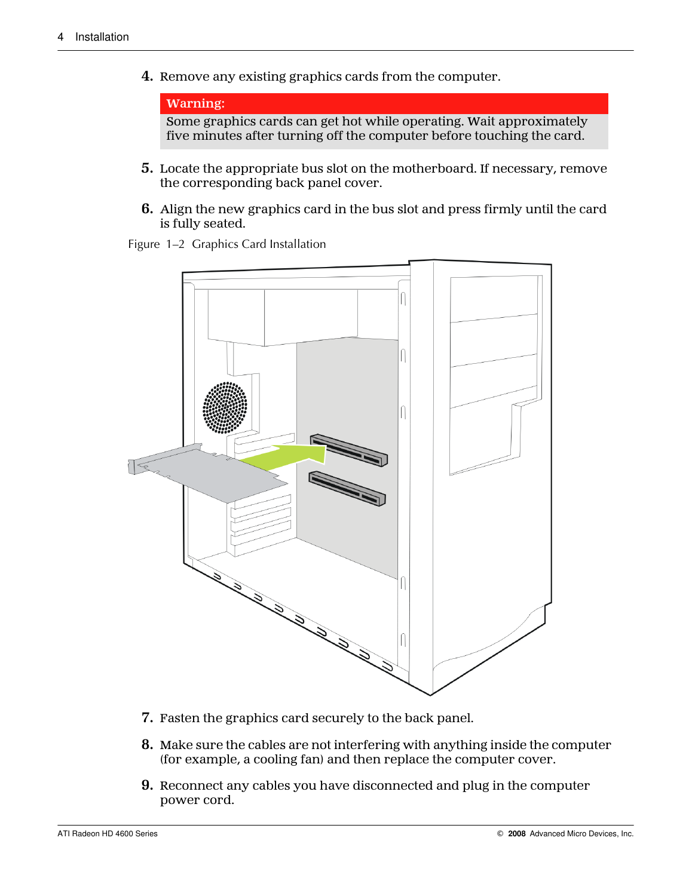4. Remove any existing graphics cards from the computer.

> **Warning:**
> Some graphics cards can get hot while operating. Wait approximately five minutes after turning off the computer before touching the card.

5. Locate the appropriate bus slot on the motherboard. If necessary, remove the corresponding back panel cover.

6. Align the new graphics card in the bus slot and press firmly until the card is fully seated.

Figure 1–2 Graphics Card Installation

7. Fasten the graphics card securely to the back panel.

8. Make sure the cables are not interfering with anything inside the computer (for example, a cooling fan) and then replace the computer cover.

9. Reconnect any cables you have disconnected and plug in the computer power cord.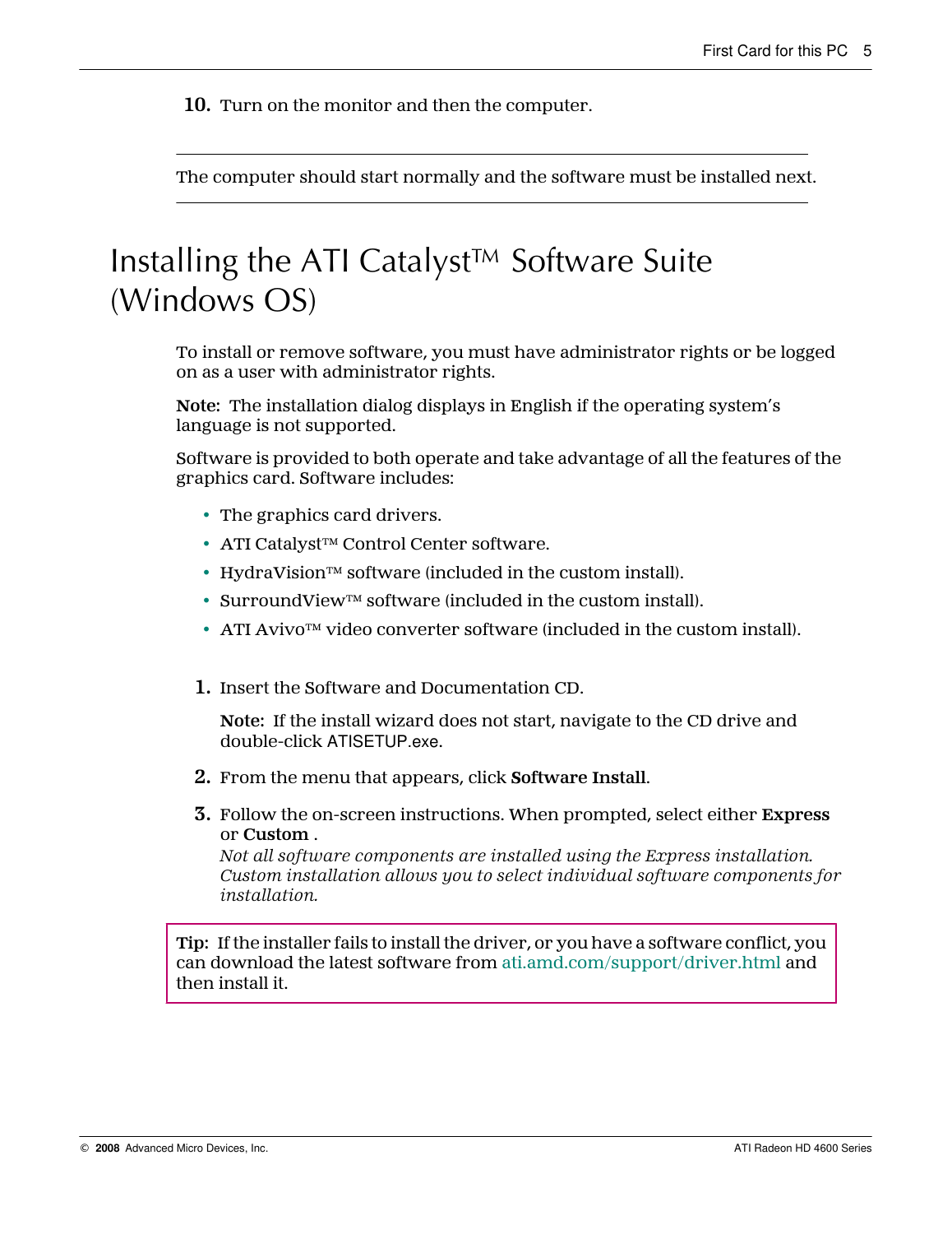10. Turn on the monitor and then the computer.

---

The computer should start normally and the software must be installed next.

---

# Installing the ATI Catalyst™ Software Suite (Windows OS)

To install or remove software, you must have administrator rights or be logged on as a user with administrator rights.

**Note:** The installation dialog displays in English if the operating system's language is not supported.

Software is provided to both operate and take advantage of all the features of the graphics card. Software includes:

- The graphics card drivers.
- ATI Catalyst™ Control Center software.
- HydraVision™ software (included in the custom install).
- SurroundView™ software (included in the custom install).
- ATI Avivo™ video converter software (included in the custom install).

1. Insert the Software and Documentation CD.

   **Note:** If the install wizard does not start, navigate to the CD drive and double-click ATISETUP.exe.

2. From the menu that appears, click **Software Install**.

3. Follow the on-screen instructions. When prompted, select either **Express** or **Custom** .
   *Not all software components are installed using the Express installation. Custom installation allows you to select individual software components for installation.*

**Tip:** If the installer fails to install the driver, or you have a software conflict, you can download the latest software from ati.amd.com/support/driver.html and then install it.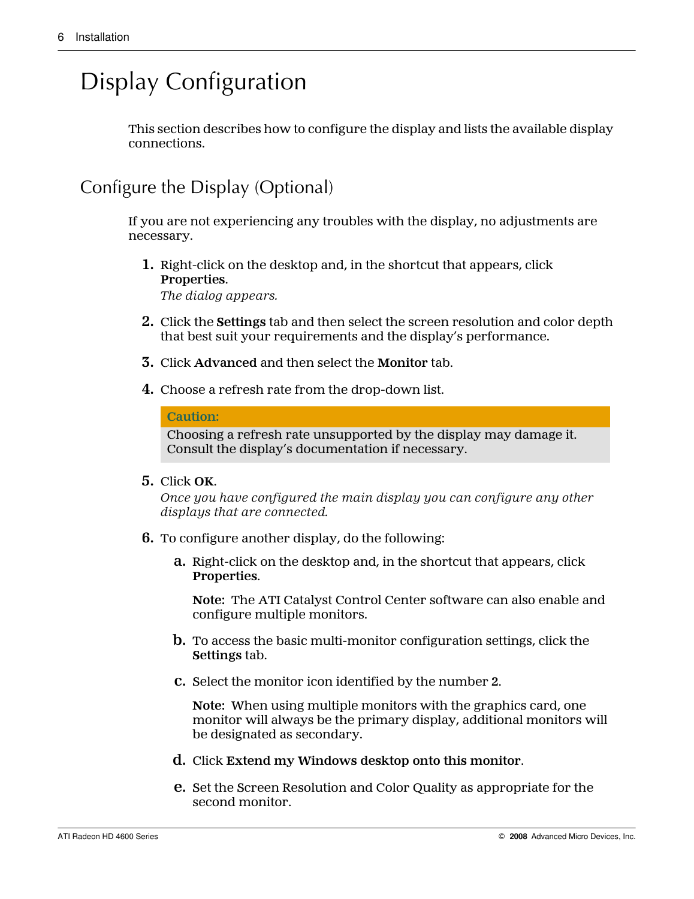# Display Configuration

This section describes how to configure the display and lists the available display connections.

## Configure the Display (Optional)

If you are not experiencing any troubles with the display, no adjustments are necessary.

1. Right-click on the desktop and, in the shortcut that appears, click **Properties**.
   *The dialog appears.*
2. Click the **Settings** tab and then select the screen resolution and color depth that best suit your requirements and the display's performance.
3. Click **Advanced** and then select the **Monitor** tab.
4. Choose a refresh rate from the drop-down list.

   > **Caution:**
   > Choosing a refresh rate unsupported by the display may damage it. Consult the display's documentation if necessary.

5. Click **OK**.
   *Once you have configured the main display you can configure any other displays that are connected.*
6. To configure another display, do the following:
   a. Right-click on the desktop and, in the shortcut that appears, click **Properties**.

      **Note:** The ATI Catalyst Control Center software can also enable and configure multiple monitors.

   b. To access the basic multi-monitor configuration settings, click the **Settings** tab.
   c. Select the monitor icon identified by the number **2**.

      **Note:** When using multiple monitors with the graphics card, one monitor will always be the primary display, additional monitors will be designated as secondary.

   d. Click **Extend my Windows desktop onto this monitor**.
   e. Set the Screen Resolution and Color Quality as appropriate for the second monitor.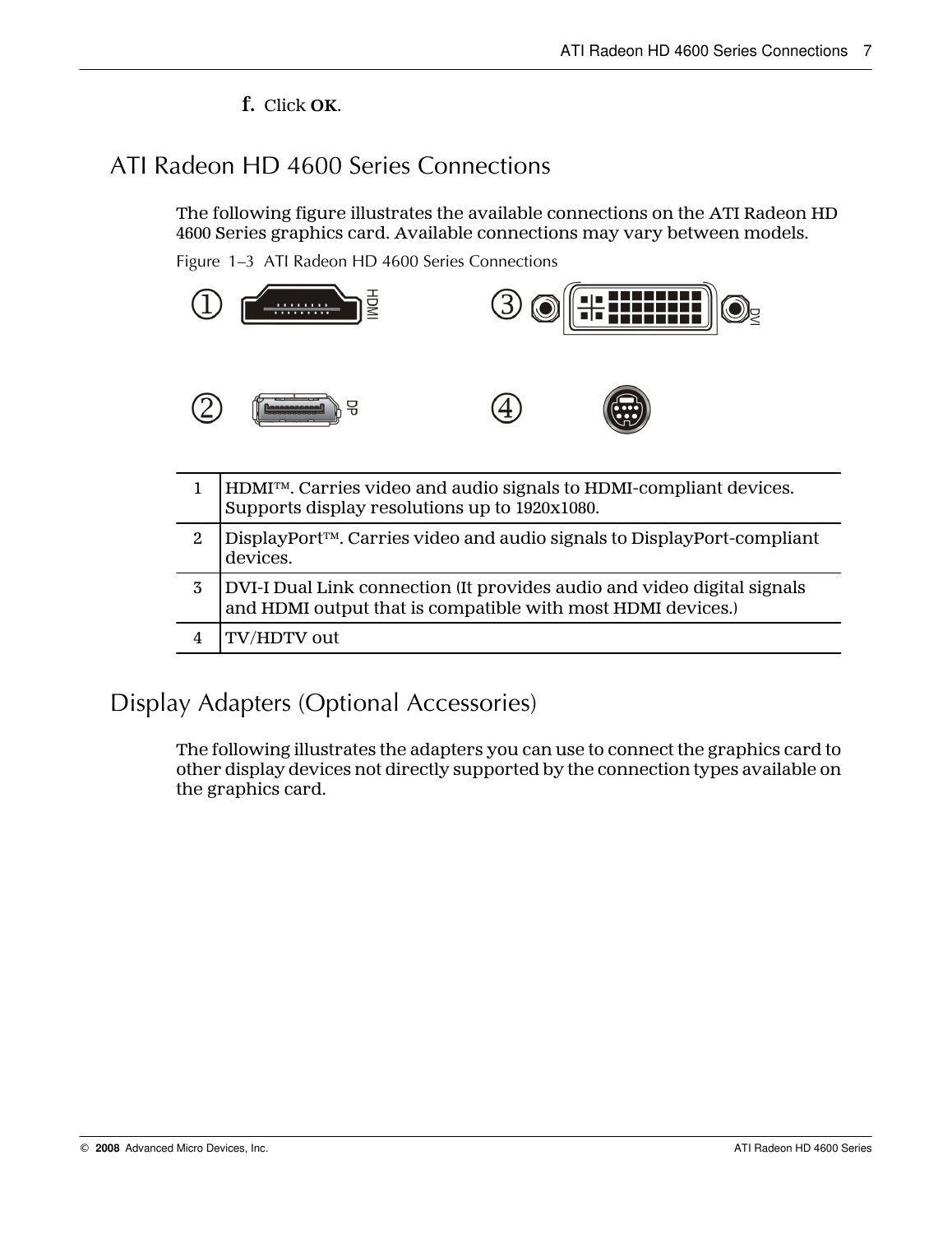f. Click **OK**.

## ATI Radeon HD 4600 Series Connections

The following figure illustrates the available connections on the ATI Radeon HD 4600 Series graphics card. Available connections may vary between models.

Figure 1–3 ATI Radeon HD 4600 Series Connections

| | |
|---|---|
| 1 | HDMI™. Carries video and audio signals to HDMI-compliant devices. Supports display resolutions up to 1920x1080. |
| 2 | DisplayPort™. Carries video and audio signals to DisplayPort-compliant devices. |
| 3 | DVI-I Dual Link connection (It provides audio and video digital signals and HDMI output that is compatible with most HDMI devices.) |
| 4 | TV/HDTV out |

## Display Adapters (Optional Accessories)

The following illustrates the adapters you can use to connect the graphics card to other display devices not directly supported by the connection types available on the graphics card.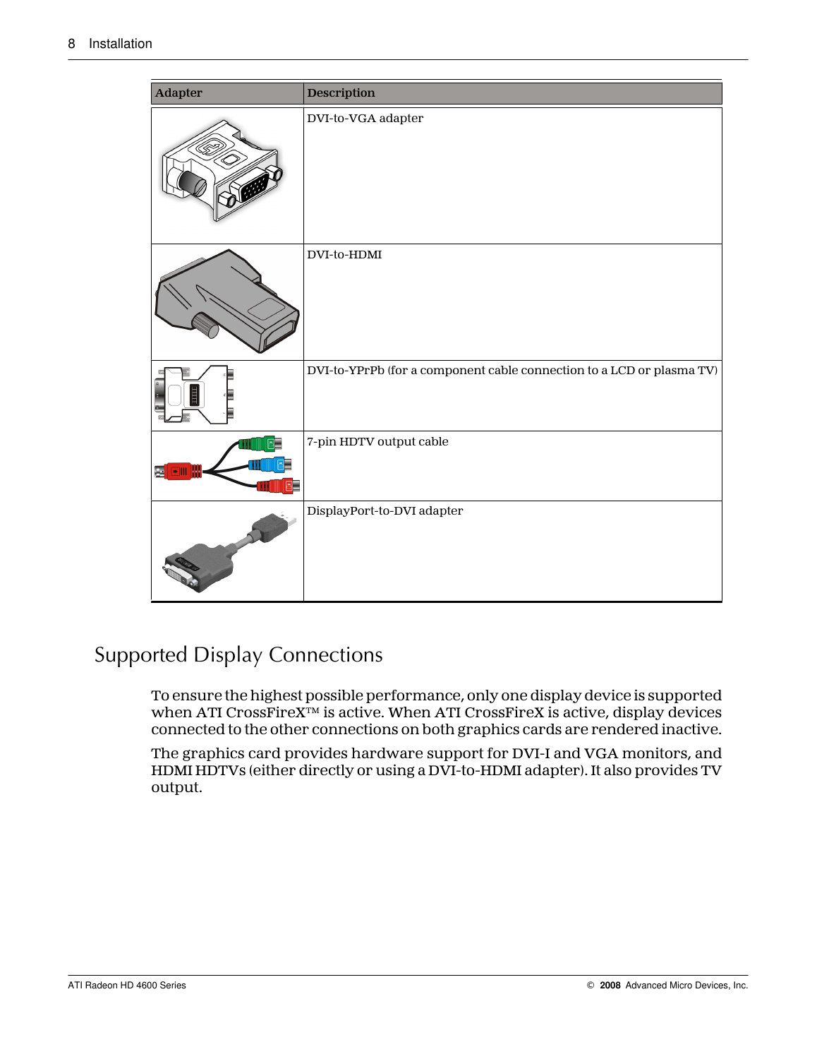| Adapter | Description |
|---|---|
| | DVI-to-VGA adapter |
| | DVI-to-HDMI |
| | DVI-to-YPrPb (for a component cable connection to a LCD or plasma TV) |
| | 7-pin HDTV output cable |
| | DisplayPort-to-DVI adapter |

## Supported Display Connections

To ensure the highest possible performance, only one display device is supported when ATI CrossFireX™ is active. When ATI CrossFireX is active, display devices connected to the other connections on both graphics cards are rendered inactive.

The graphics card provides hardware support for DVI-I and VGA monitors, and HDMI HDTVs (either directly or using a DVI-to-HDMI adapter). It also provides TV output.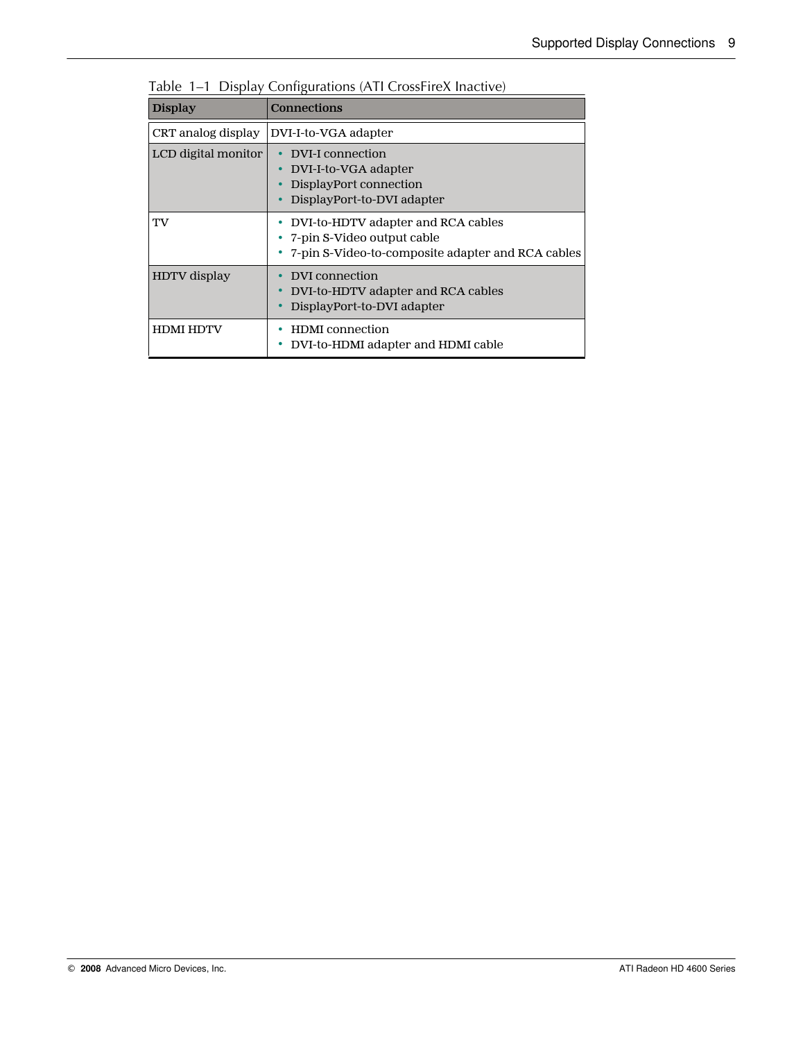Table 1–1 Display Configurations (ATI CrossFireX Inactive)

| Display | Connections |
| --- | --- |
| CRT analog display | DVI-I-to-VGA adapter |
| LCD digital monitor | • DVI-I connection<br>• DVI-I-to-VGA adapter<br>• DisplayPort connection<br>• DisplayPort-to-DVI adapter |
| TV | • DVI-to-HDTV adapter and RCA cables<br>• 7-pin S-Video output cable<br>• 7-pin S-Video-to-composite adapter and RCA cables |
| HDTV display | • DVI connection<br>• DVI-to-HDTV adapter and RCA cables<br>• DisplayPort-to-DVI adapter |
| HDMI HDTV | • HDMI connection<br>• DVI-to-HDMI adapter and HDMI cable |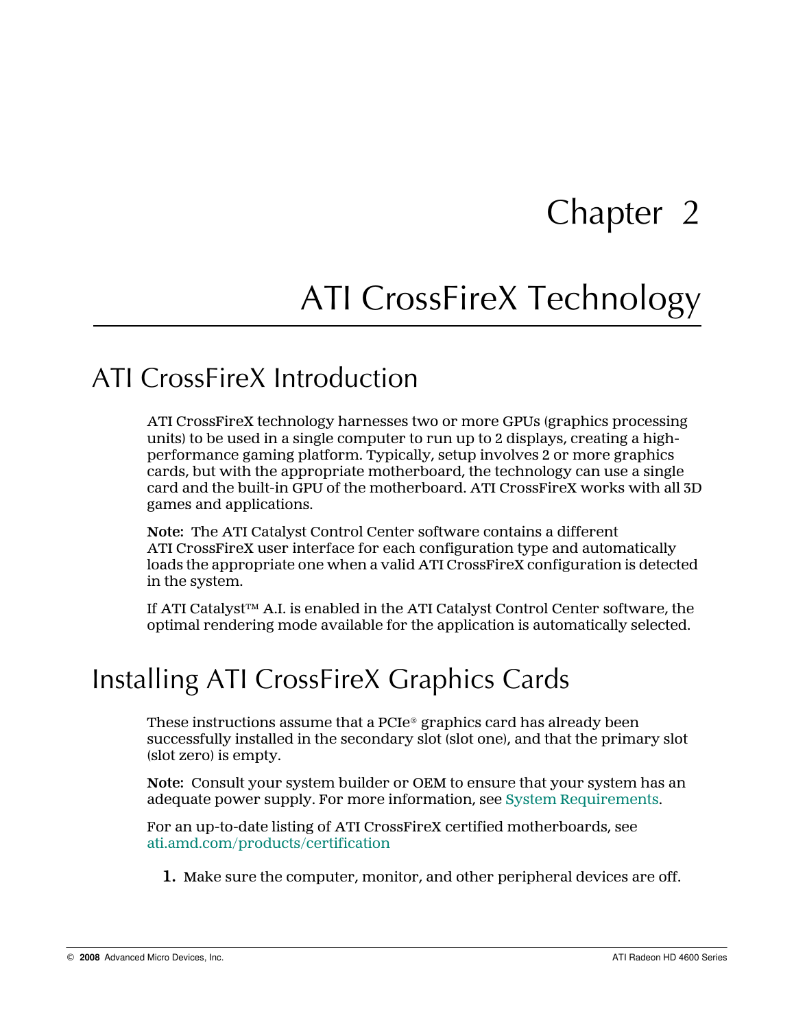# Chapter 2

# ATI CrossFireX Technology

## ATI CrossFireX Introduction

ATI CrossFireX technology harnesses two or more GPUs (graphics processing units) to be used in a single computer to run up to 2 displays, creating a high-performance gaming platform. Typically, setup involves 2 or more graphics cards, but with the appropriate motherboard, the technology can use a single card and the built-in GPU of the motherboard. ATI CrossFireX works with all 3D games and applications.

**Note:** The ATI Catalyst Control Center software contains a different ATI CrossFireX user interface for each configuration type and automatically loads the appropriate one when a valid ATI CrossFireX configuration is detected in the system.

If ATI Catalyst™ A.I. is enabled in the ATI Catalyst Control Center software, the optimal rendering mode available for the application is automatically selected.

## Installing ATI CrossFireX Graphics Cards

These instructions assume that a PCIe® graphics card has already been successfully installed in the secondary slot (slot one), and that the primary slot (slot zero) is empty.

**Note:** Consult your system builder or OEM to ensure that your system has an adequate power supply. For more information, see System Requirements.

For an up-to-date listing of ATI CrossFireX certified motherboards, see ati.amd.com/products/certification

1. Make sure the computer, monitor, and other peripheral devices are off.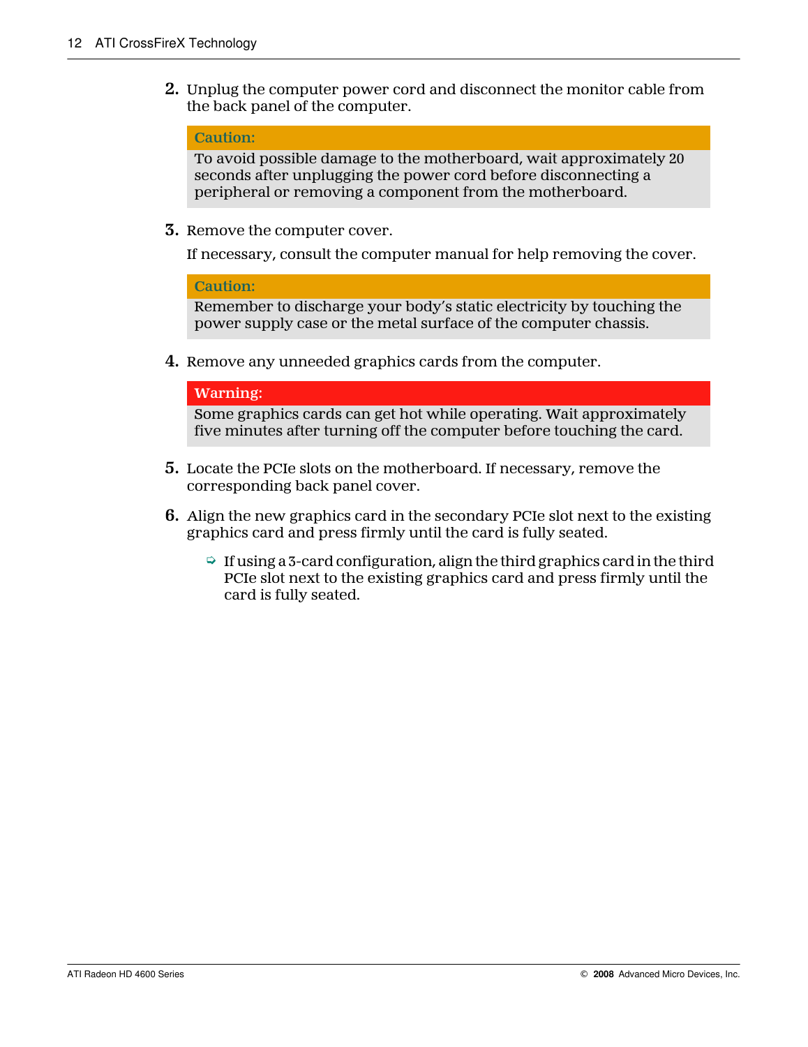2. Unplug the computer power cord and disconnect the monitor cable from the back panel of the computer.

   > **Caution:**
   > To avoid possible damage to the motherboard, wait approximately 20 seconds after unplugging the power cord before disconnecting a peripheral or removing a component from the motherboard.

3. Remove the computer cover.

   If necessary, consult the computer manual for help removing the cover.

   > **Caution:**
   > Remember to discharge your body's static electricity by touching the power supply case or the metal surface of the computer chassis.

4. Remove any unneeded graphics cards from the computer.

   > **Warning:**
   > Some graphics cards can get hot while operating. Wait approximately five minutes after turning off the computer before touching the card.

5. Locate the PCIe slots on the motherboard. If necessary, remove the corresponding back panel cover.

6. Align the new graphics card in the secondary PCIe slot next to the existing graphics card and press firmly until the card is fully seated.

   - If using a 3-card configuration, align the third graphics card in the third PCIe slot next to the existing graphics card and press firmly until the card is fully seated.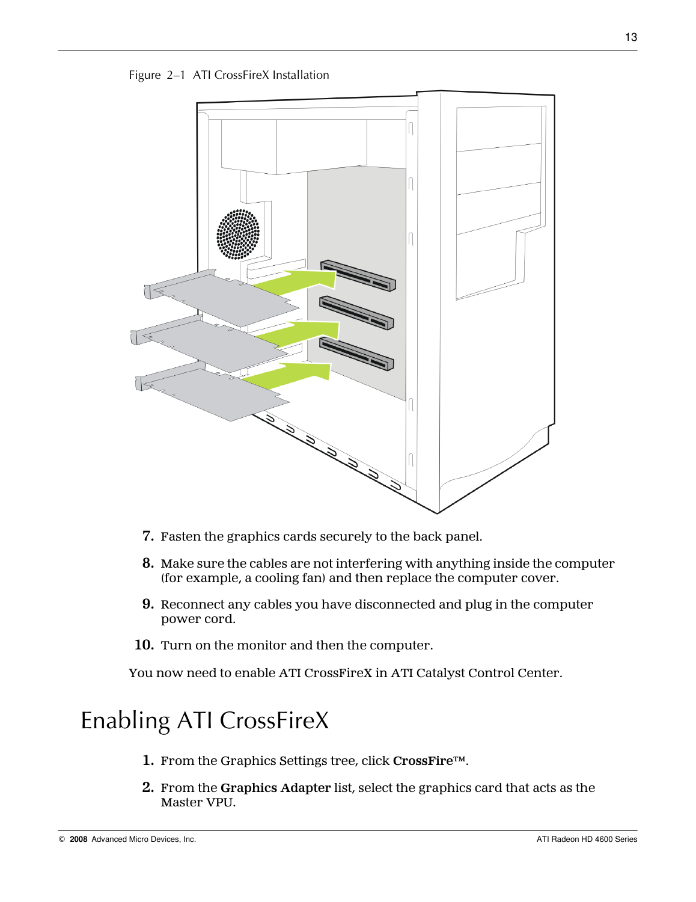Figure 2–1 ATI CrossFireX Installation

7. Fasten the graphics cards securely to the back panel.
8. Make sure the cables are not interfering with anything inside the computer (for example, a cooling fan) and then replace the computer cover.
9. Reconnect any cables you have disconnected and plug in the computer power cord.
10. Turn on the monitor and then the computer.

You now need to enable ATI CrossFireX in ATI Catalyst Control Center.

# Enabling ATI CrossFireX

1. From the Graphics Settings tree, click **CrossFire™**.
2. From the **Graphics Adapter** list, select the graphics card that acts as the Master VPU.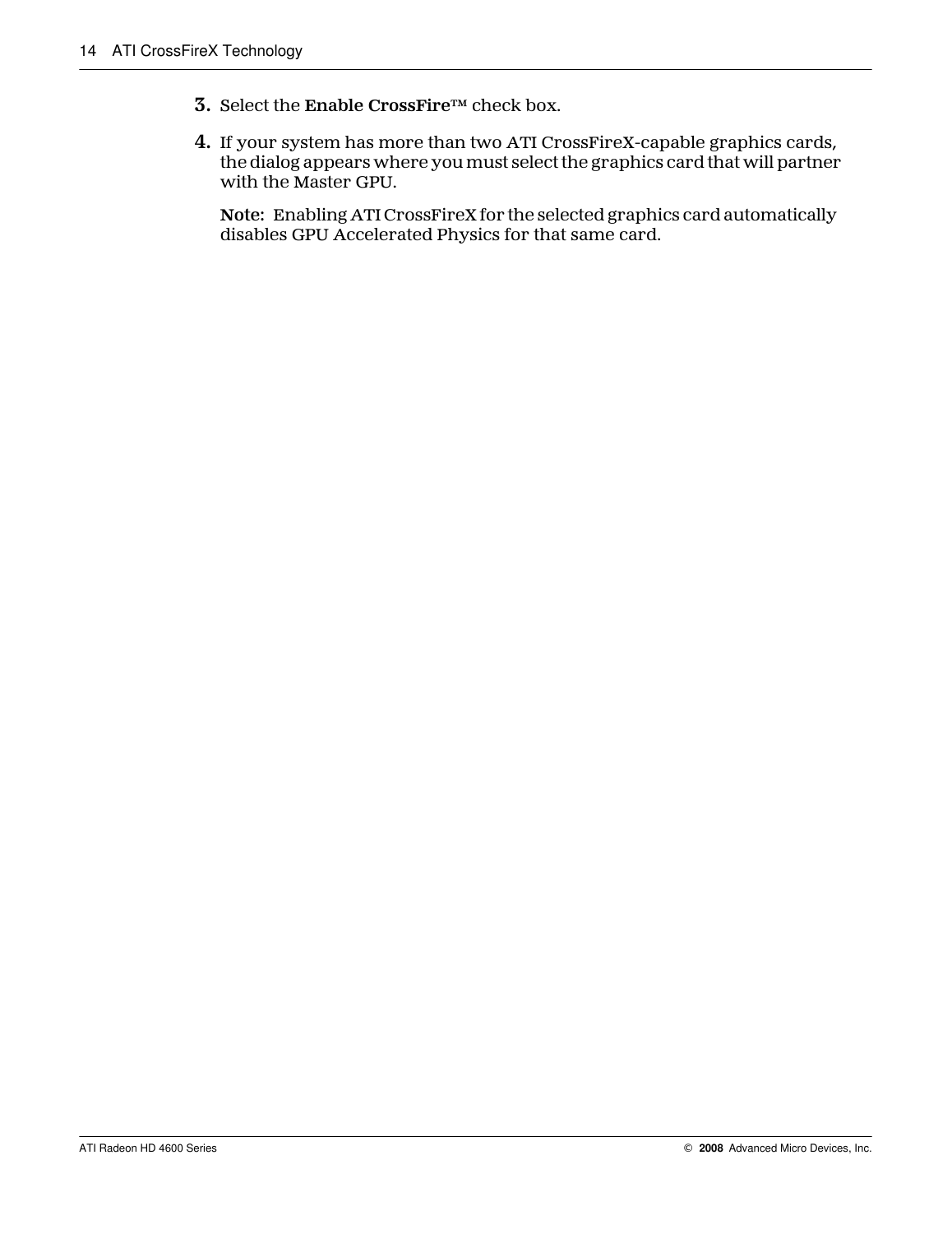3. Select the **Enable CrossFire™** check box.
4. If your system has more than two ATI CrossFireX-capable graphics cards, the dialog appears where you must select the graphics card that will partner with the Master GPU.

   **Note:** Enabling ATI CrossFireX for the selected graphics card automatically disables GPU Accelerated Physics for that same card.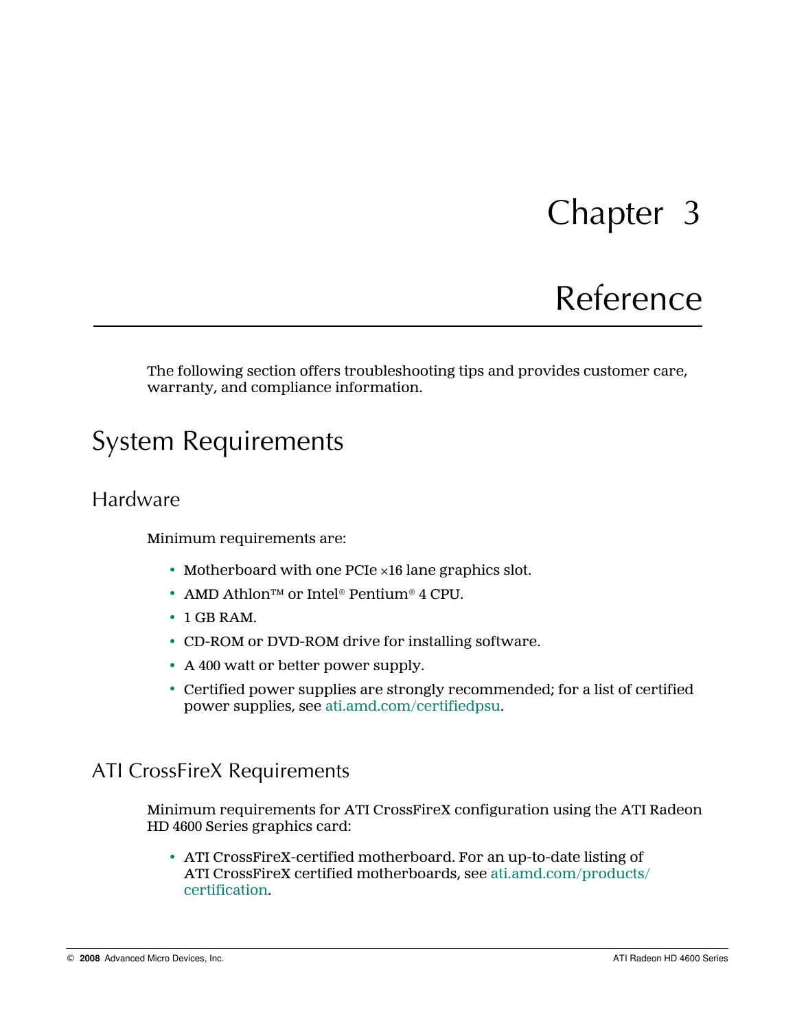# Chapter 3

# Reference

The following section offers troubleshooting tips and provides customer care, warranty, and compliance information.

## System Requirements

### Hardware

Minimum requirements are:

- Motherboard with one PCIe ×16 lane graphics slot.
- AMD Athlon™ or Intel® Pentium® 4 CPU.
- 1 GB RAM.
- CD-ROM or DVD-ROM drive for installing software.
- A 400 watt or better power supply.
- Certified power supplies are strongly recommended; for a list of certified power supplies, see ati.amd.com/certifiedpsu.

### ATI CrossFireX Requirements

Minimum requirements for ATI CrossFireX configuration using the ATI Radeon HD 4600 Series graphics card:

- ATI CrossFireX-certified motherboard. For an up-to-date listing of ATI CrossFireX certified motherboards, see ati.amd.com/products/certification.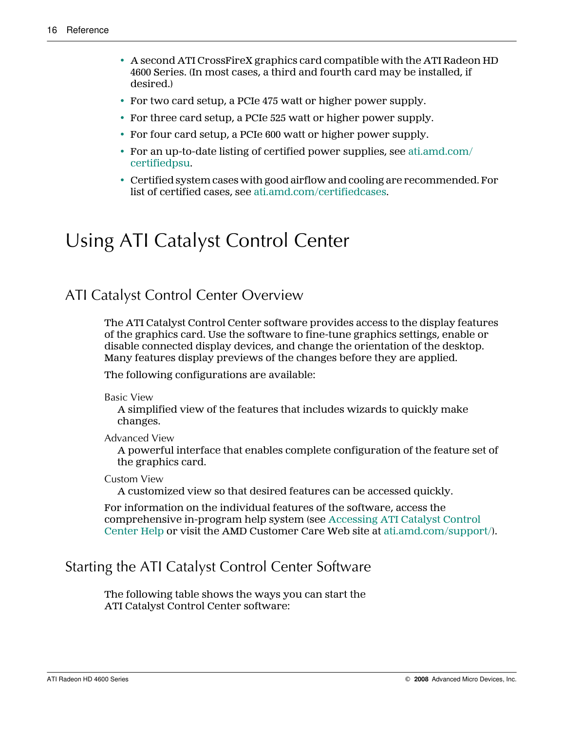- A second ATI CrossFireX graphics card compatible with the ATI Radeon HD 4600 Series. (In most cases, a third and fourth card may be installed, if desired.)
- For two card setup, a PCIe 475 watt or higher power supply.
- For three card setup, a PCIe 525 watt or higher power supply.
- For four card setup, a PCIe 600 watt or higher power supply.
- For an up-to-date listing of certified power supplies, see ati.amd.com/certifiedpsu.
- Certified system cases with good airflow and cooling are recommended. For list of certified cases, see ati.amd.com/certifiedcases.

# Using ATI Catalyst Control Center

## ATI Catalyst Control Center Overview

The ATI Catalyst Control Center software provides access to the display features of the graphics card. Use the software to fine-tune graphics settings, enable or disable connected display devices, and change the orientation of the desktop. Many features display previews of the changes before they are applied.

The following configurations are available:

Basic View
: A simplified view of the features that includes wizards to quickly make changes.

Advanced View
: A powerful interface that enables complete configuration of the feature set of the graphics card.

Custom View
: A customized view so that desired features can be accessed quickly.

For information on the individual features of the software, access the comprehensive in-program help system (see Accessing ATI Catalyst Control Center Help or visit the AMD Customer Care Web site at ati.amd.com/support/).

## Starting the ATI Catalyst Control Center Software

The following table shows the ways you can start the ATI Catalyst Control Center software: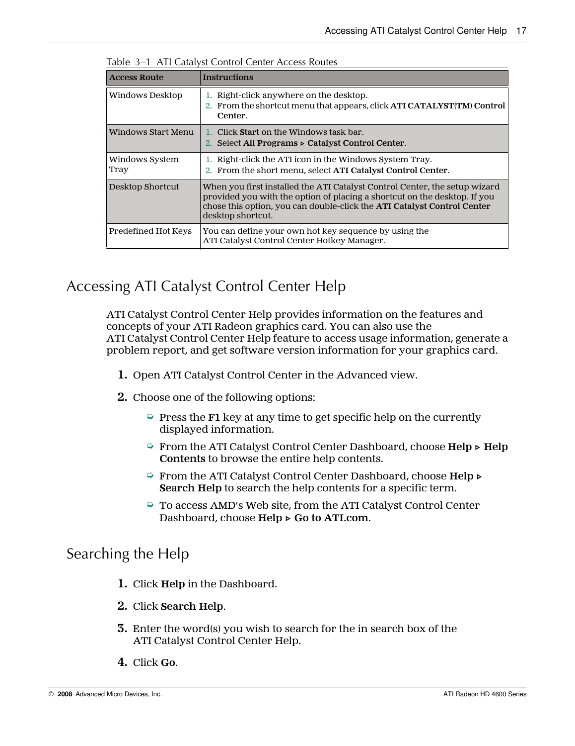Table 3–1 ATI Catalyst Control Center Access Routes

| Access Route | Instructions |
|---|---|
| Windows Desktop | 1. Right-click anywhere on the desktop.<br>2. From the shortcut menu that appears, click **ATI CATALYST(TM) Control Center**. |
| Windows Start Menu | 1. Click **Start** on the Windows task bar.<br>2. Select **All Programs ▹ Catalyst Control Center**. |
| Windows System Tray | 1. Right-click the ATI icon in the Windows System Tray.<br>2. From the short menu, select **ATI Catalyst Control Center**. |
| Desktop Shortcut | When you first installed the ATI Catalyst Control Center, the setup wizard provided you with the option of placing a shortcut on the desktop. If you chose this option, you can double-click the **ATI Catalyst Control Center** desktop shortcut. |
| Predefined Hot Keys | You can define your own hot key sequence by using the ATI Catalyst Control Center Hotkey Manager. |

## Accessing ATI Catalyst Control Center Help

ATI Catalyst Control Center Help provides information on the features and concepts of your ATI Radeon graphics card. You can also use the ATI Catalyst Control Center Help feature to access usage information, generate a problem report, and get software version information for your graphics card.

1. Open ATI Catalyst Control Center in the Advanced view.
2. Choose one of the following options:
   - Press the **F1** key at any time to get specific help on the currently displayed information.
   - From the ATI Catalyst Control Center Dashboard, choose **Help ▹ Help Contents** to browse the entire help contents.
   - From the ATI Catalyst Control Center Dashboard, choose **Help ▹ Search Help** to search the help contents for a specific term.
   - To access AMD's Web site, from the ATI Catalyst Control Center Dashboard, choose **Help ▹ Go to ATI.com**.

## Searching the Help

1. Click **Help** in the Dashboard.
2. Click **Search Help**.
3. Enter the word(s) you wish to search for the in search box of the ATI Catalyst Control Center Help.
4. Click **Go**.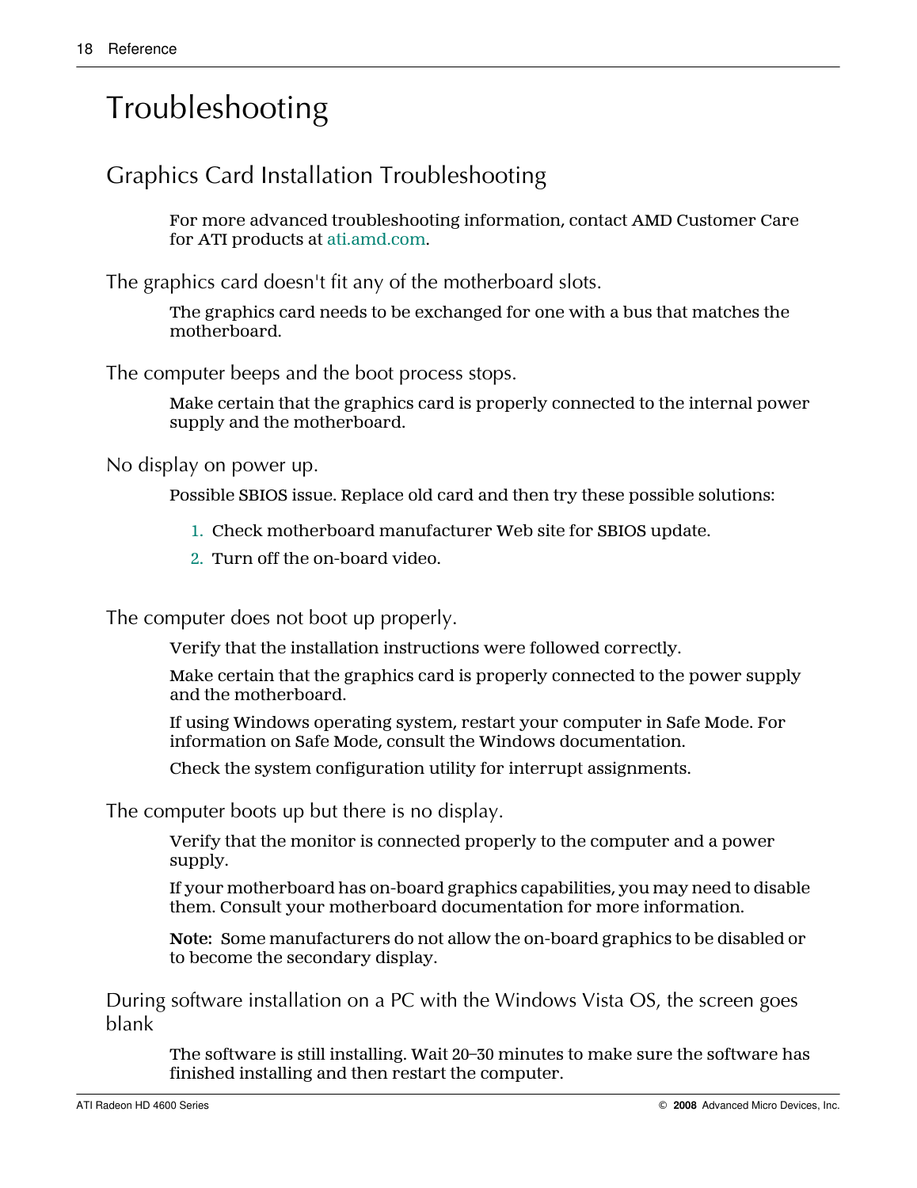# Troubleshooting

## Graphics Card Installation Troubleshooting

For more advanced troubleshooting information, contact AMD Customer Care for ATI products at ati.amd.com.

### The graphics card doesn't fit any of the motherboard slots.

The graphics card needs to be exchanged for one with a bus that matches the motherboard.

### The computer beeps and the boot process stops.

Make certain that the graphics card is properly connected to the internal power supply and the motherboard.

### No display on power up.

Possible SBIOS issue. Replace old card and then try these possible solutions:

1. Check motherboard manufacturer Web site for SBIOS update.
2. Turn off the on-board video.

### The computer does not boot up properly.

Verify that the installation instructions were followed correctly.

Make certain that the graphics card is properly connected to the power supply and the motherboard.

If using Windows operating system, restart your computer in Safe Mode. For information on Safe Mode, consult the Windows documentation.

Check the system configuration utility for interrupt assignments.

### The computer boots up but there is no display.

Verify that the monitor is connected properly to the computer and a power supply.

If your motherboard has on-board graphics capabilities, you may need to disable them. Consult your motherboard documentation for more information.

**Note:** Some manufacturers do not allow the on-board graphics to be disabled or to become the secondary display.

### During software installation on a PC with the Windows Vista OS, the screen goes blank

The software is still installing. Wait 20–30 minutes to make sure the software has finished installing and then restart the computer.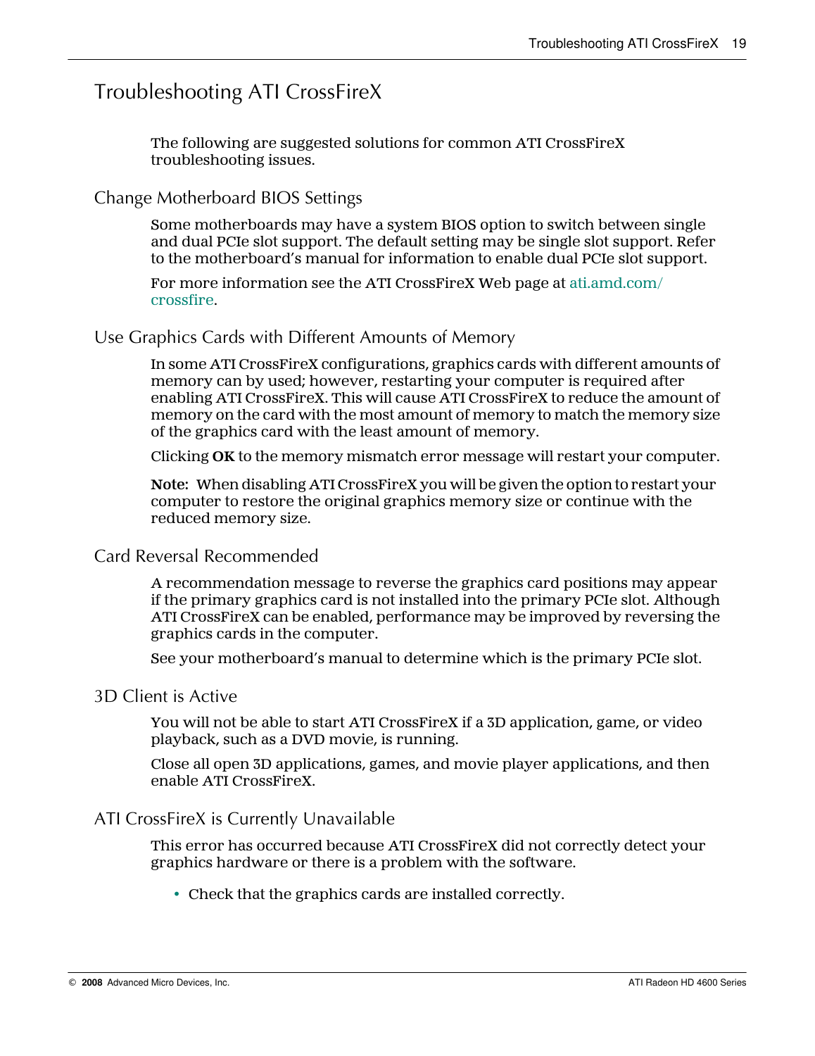# Troubleshooting ATI CrossFireX

The following are suggested solutions for common ATI CrossFireX troubleshooting issues.

## Change Motherboard BIOS Settings

Some motherboards may have a system BIOS option to switch between single and dual PCIe slot support. The default setting may be single slot support. Refer to the motherboard's manual for information to enable dual PCIe slot support.

For more information see the ATI CrossFireX Web page at ati.amd.com/crossfire.

## Use Graphics Cards with Different Amounts of Memory

In some ATI CrossFireX configurations, graphics cards with different amounts of memory can by used; however, restarting your computer is required after enabling ATI CrossFireX. This will cause ATI CrossFireX to reduce the amount of memory on the card with the most amount of memory to match the memory size of the graphics card with the least amount of memory.

Clicking **OK** to the memory mismatch error message will restart your computer.

**Note:** When disabling ATI CrossFireX you will be given the option to restart your computer to restore the original graphics memory size or continue with the reduced memory size.

## Card Reversal Recommended

A recommendation message to reverse the graphics card positions may appear if the primary graphics card is not installed into the primary PCIe slot. Although ATI CrossFireX can be enabled, performance may be improved by reversing the graphics cards in the computer.

See your motherboard's manual to determine which is the primary PCIe slot.

## 3D Client is Active

You will not be able to start ATI CrossFireX if a 3D application, game, or video playback, such as a DVD movie, is running.

Close all open 3D applications, games, and movie player applications, and then enable ATI CrossFireX.

## ATI CrossFireX is Currently Unavailable

This error has occurred because ATI CrossFireX did not correctly detect your graphics hardware or there is a problem with the software.

- Check that the graphics cards are installed correctly.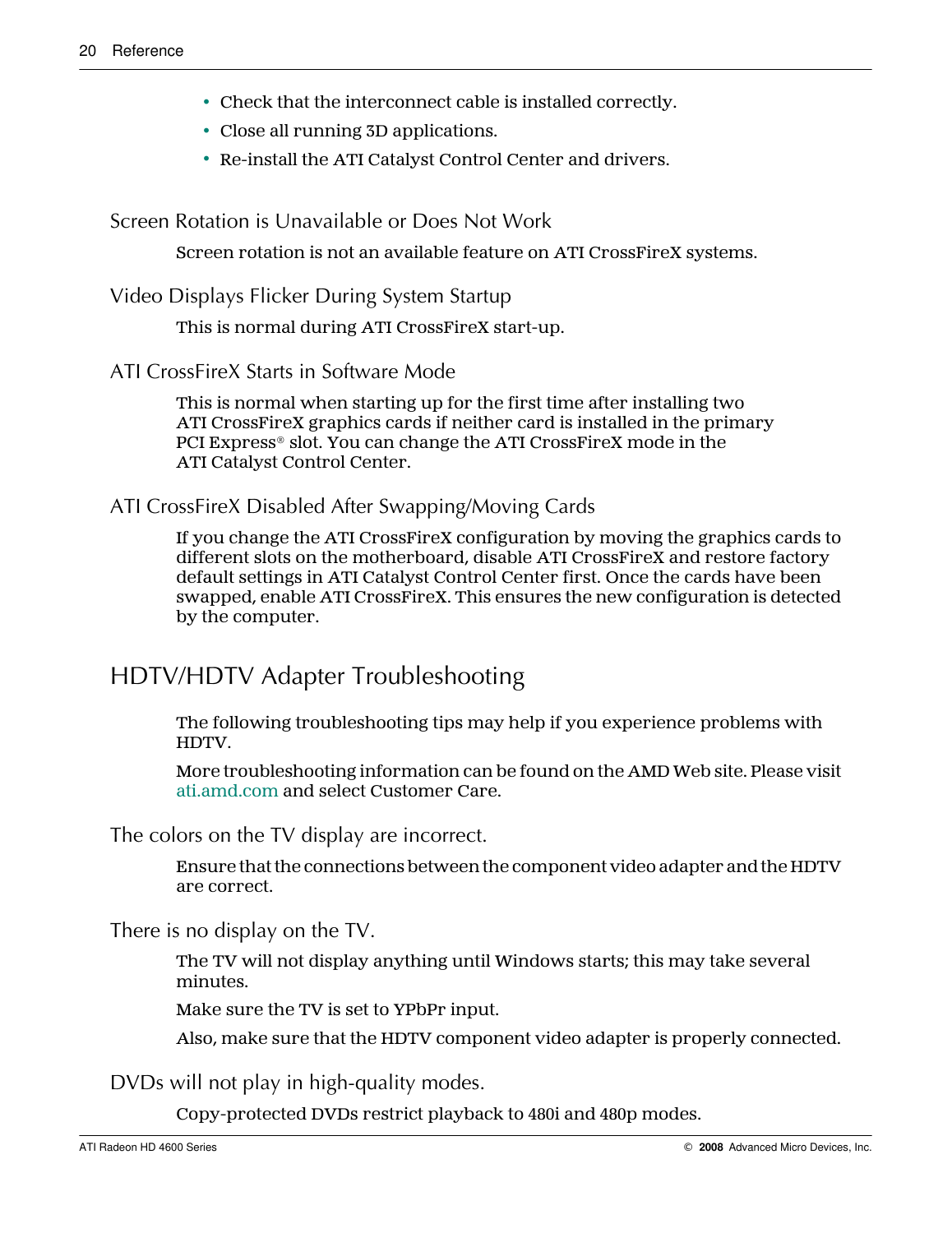- Check that the interconnect cable is installed correctly.
- Close all running 3D applications.
- Re-install the ATI Catalyst Control Center and drivers.

### Screen Rotation is Unavailable or Does Not Work

Screen rotation is not an available feature on ATI CrossFireX systems.

### Video Displays Flicker During System Startup

This is normal during ATI CrossFireX start-up.

### ATI CrossFireX Starts in Software Mode

This is normal when starting up for the first time after installing two ATI CrossFireX graphics cards if neither card is installed in the primary PCI Express® slot. You can change the ATI CrossFireX mode in the ATI Catalyst Control Center.

### ATI CrossFireX Disabled After Swapping/Moving Cards

If you change the ATI CrossFireX configuration by moving the graphics cards to different slots on the motherboard, disable ATI CrossFireX and restore factory default settings in ATI Catalyst Control Center first. Once the cards have been swapped, enable ATI CrossFireX. This ensures the new configuration is detected by the computer.

## HDTV/HDTV Adapter Troubleshooting

The following troubleshooting tips may help if you experience problems with HDTV.

More troubleshooting information can be found on the AMD Web site. Please visit ati.amd.com and select Customer Care.

### The colors on the TV display are incorrect.

Ensure that the connections between the component video adapter and the HDTV are correct.

### There is no display on the TV.

The TV will not display anything until Windows starts; this may take several minutes.

Make sure the TV is set to YPbPr input.

Also, make sure that the HDTV component video adapter is properly connected.

### DVDs will not play in high-quality modes.

Copy-protected DVDs restrict playback to 480i and 480p modes.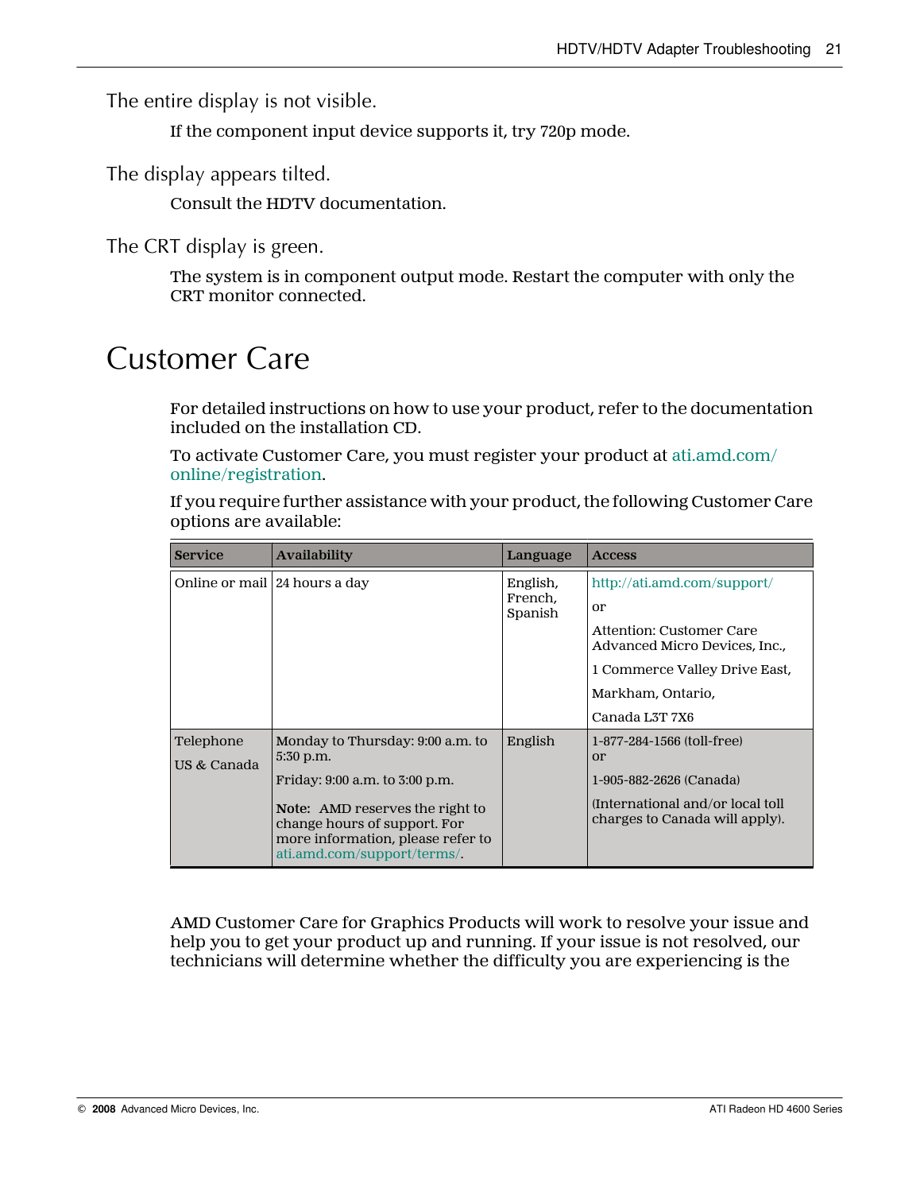### The entire display is not visible.

If the component input device supports it, try 720p mode.

### The display appears tilted.

Consult the HDTV documentation.

### The CRT display is green.

The system is in component output mode. Restart the computer with only the CRT monitor connected.

# Customer Care

For detailed instructions on how to use your product, refer to the documentation included on the installation CD.

To activate Customer Care, you must register your product at ati.amd.com/online/registration.

If you require further assistance with your product, the following Customer Care options are available:

| Service | Availability | Language | Access |
|---|---|---|---|
| Online or mail | 24 hours a day | English, French, Spanish | http://ati.amd.com/support/<br>or<br>Attention: Customer Care Advanced Micro Devices, Inc.,<br>1 Commerce Valley Drive East,<br>Markham, Ontario,<br>Canada L3T 7X6 |
| Telephone<br>US & Canada | Monday to Thursday: 9:00 a.m. to 5:30 p.m.<br>Friday: 9:00 a.m. to 3:00 p.m.<br>**Note:** AMD reserves the right to change hours of support. For more information, please refer to ati.amd.com/support/terms/. | English | 1-877-284-1566 (toll-free)<br>or<br>1-905-882-2626 (Canada)<br>(International and/or local toll charges to Canada will apply). |

AMD Customer Care for Graphics Products will work to resolve your issue and help you to get your product up and running. If your issue is not resolved, our technicians will determine whether the difficulty you are experiencing is the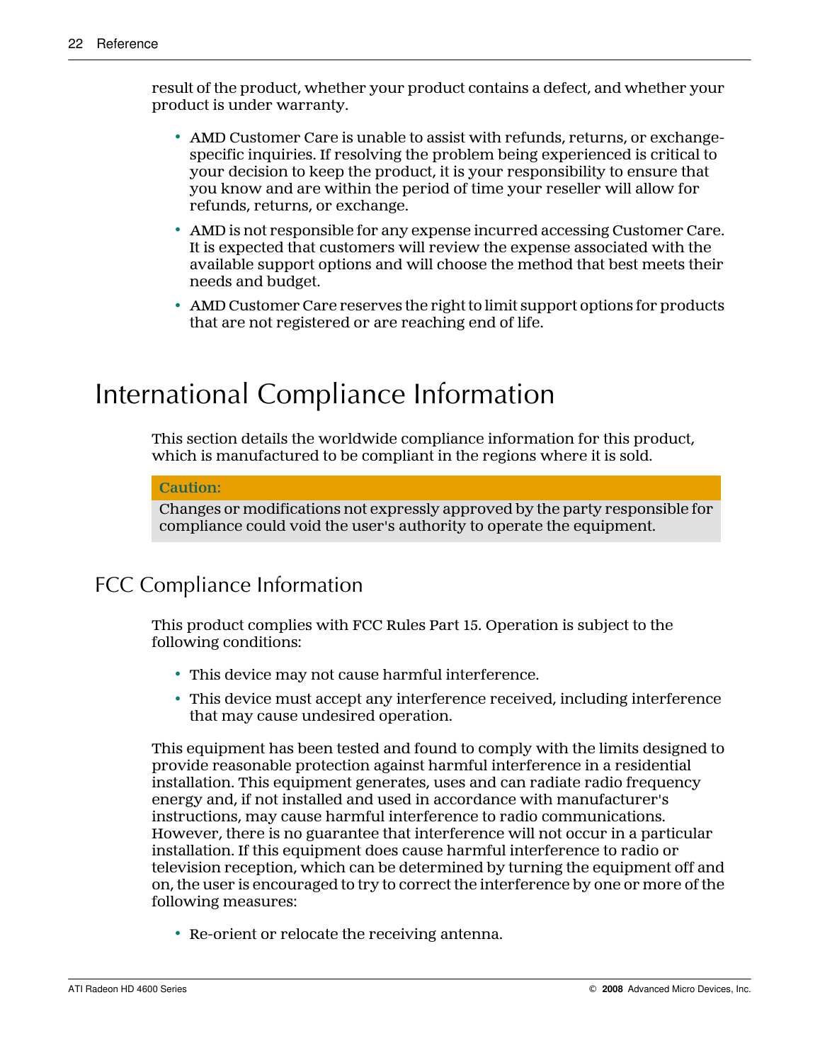result of the product, whether your product contains a defect, and whether your product is under warranty.

- AMD Customer Care is unable to assist with refunds, returns, or exchange-specific inquiries. If resolving the problem being experienced is critical to your decision to keep the product, it is your responsibility to ensure that you know and are within the period of time your reseller will allow for refunds, returns, or exchange.
- AMD is not responsible for any expense incurred accessing Customer Care. It is expected that customers will review the expense associated with the available support options and will choose the method that best meets their needs and budget.
- AMD Customer Care reserves the right to limit support options for products that are not registered or are reaching end of life.

# International Compliance Information

This section details the worldwide compliance information for this product, which is manufactured to be compliant in the regions where it is sold.

> **Caution:**
> Changes or modifications not expressly approved by the party responsible for compliance could void the user's authority to operate the equipment.

## FCC Compliance Information

This product complies with FCC Rules Part 15. Operation is subject to the following conditions:

- This device may not cause harmful interference.
- This device must accept any interference received, including interference that may cause undesired operation.

This equipment has been tested and found to comply with the limits designed to provide reasonable protection against harmful interference in a residential installation. This equipment generates, uses and can radiate radio frequency energy and, if not installed and used in accordance with manufacturer's instructions, may cause harmful interference to radio communications. However, there is no guarantee that interference will not occur in a particular installation. If this equipment does cause harmful interference to radio or television reception, which can be determined by turning the equipment off and on, the user is encouraged to try to correct the interference by one or more of the following measures:

- Re-orient or relocate the receiving antenna.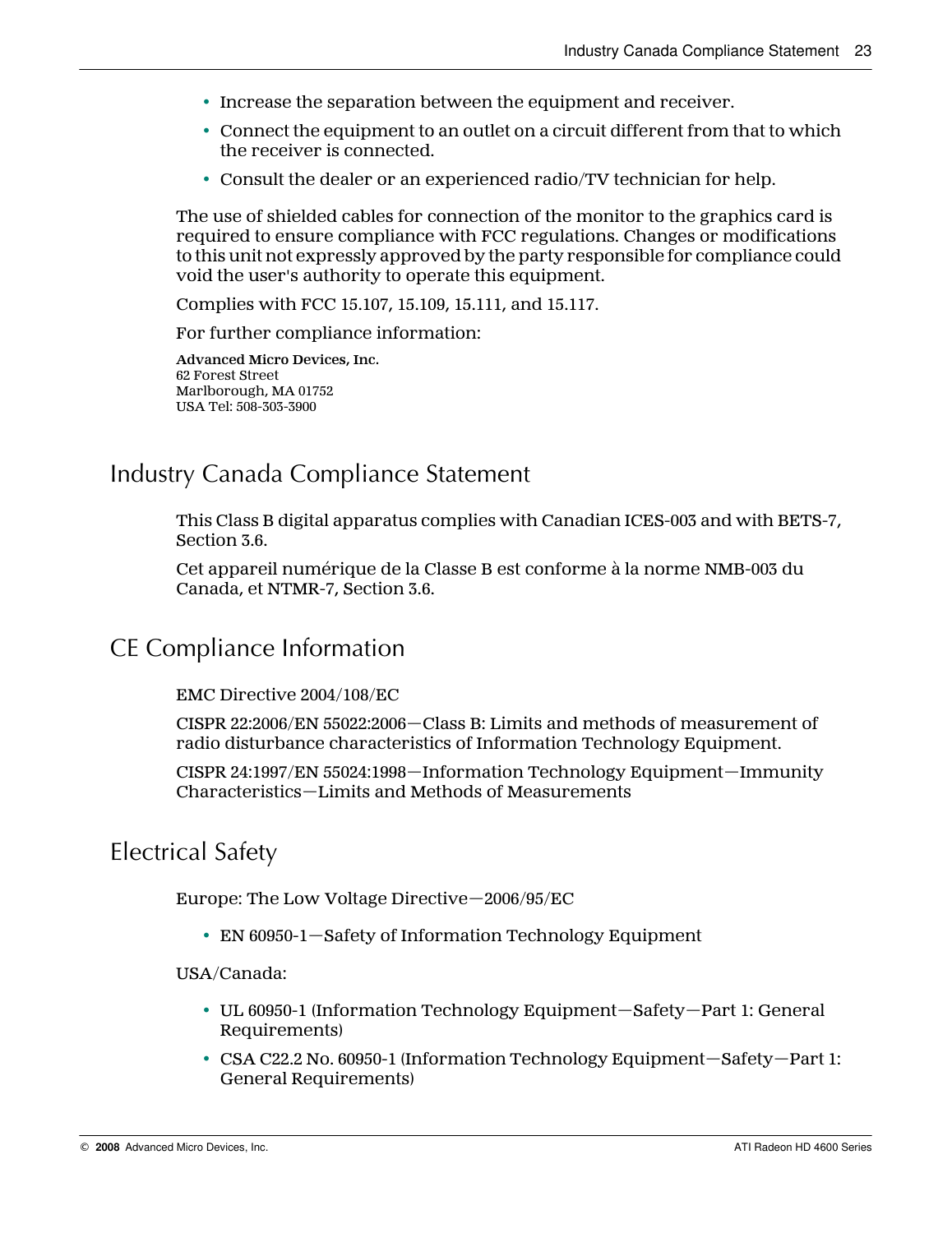- Increase the separation between the equipment and receiver.
- Connect the equipment to an outlet on a circuit different from that to which the receiver is connected.
- Consult the dealer or an experienced radio/TV technician for help.

The use of shielded cables for connection of the monitor to the graphics card is required to ensure compliance with FCC regulations. Changes or modifications to this unit not expressly approved by the party responsible for compliance could void the user's authority to operate this equipment.

Complies with FCC 15.107, 15.109, 15.111, and 15.117.

For further compliance information:

**Advanced Micro Devices, Inc.**
62 Forest Street
Marlborough, MA 01752
USA Tel: 508-303-3900

## Industry Canada Compliance Statement

This Class B digital apparatus complies with Canadian ICES-003 and with BETS-7, Section 3.6.

Cet appareil numérique de la Classe B est conforme à la norme NMB-003 du Canada, et NTMR-7, Section 3.6.

## CE Compliance Information

EMC Directive 2004/108/EC

CISPR 22:2006/EN 55022:2006—Class B: Limits and methods of measurement of radio disturbance characteristics of Information Technology Equipment.

CISPR 24:1997/EN 55024:1998—Information Technology Equipment—Immunity Characteristics—Limits and Methods of Measurements

## Electrical Safety

Europe: The Low Voltage Directive—2006/95/EC

- EN 60950-1—Safety of Information Technology Equipment

USA/Canada:

- UL 60950-1 (Information Technology Equipment—Safety—Part 1: General Requirements)
- CSA C22.2 No. 60950-1 (Information Technology Equipment—Safety—Part 1: General Requirements)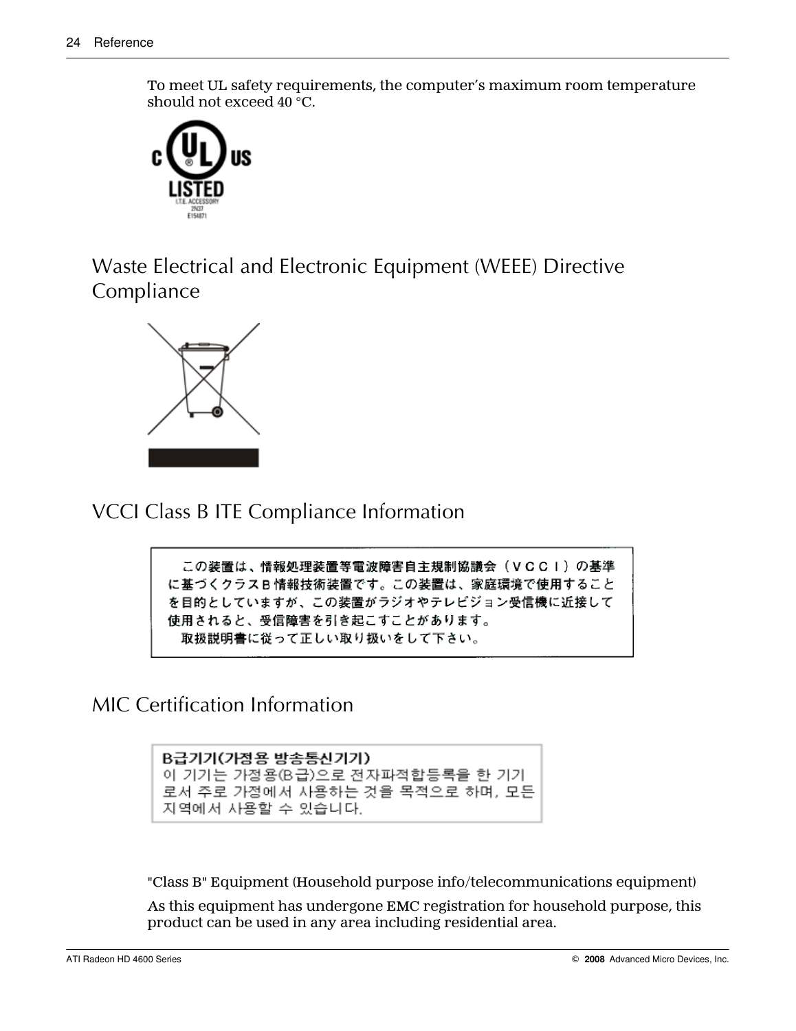To meet UL safety requirements, the computer's maximum room temperature should not exceed 40 °C.

## Waste Electrical and Electronic Equipment (WEEE) Directive Compliance

## VCCI Class B ITE Compliance Information

この装置は、情報処理装置等電波障害自主規制協議会（ＶＣＣＩ）の基準に基づくクラスＢ情報技術装置です。この装置は、家庭環境で使用することを目的としていますが、この装置がラジオやテレビジョン受信機に近接して使用されると、受信障害を引き起こすことがあります。

取扱説明書に従って正しい取り扱いをして下さい。

## MIC Certification Information

**B급기기(가정용 방송통신기기)**

이 기기는 가정용(B급)으로 전자파적합등록을 한 기기로서 주로 가정에서 사용하는 것을 목적으로 하며, 모든 지역에서 사용할 수 있습니다.

"Class B" Equipment (Household purpose info/telecommunications equipment)

As this equipment has undergone EMC registration for household purpose, this product can be used in any area including residential area.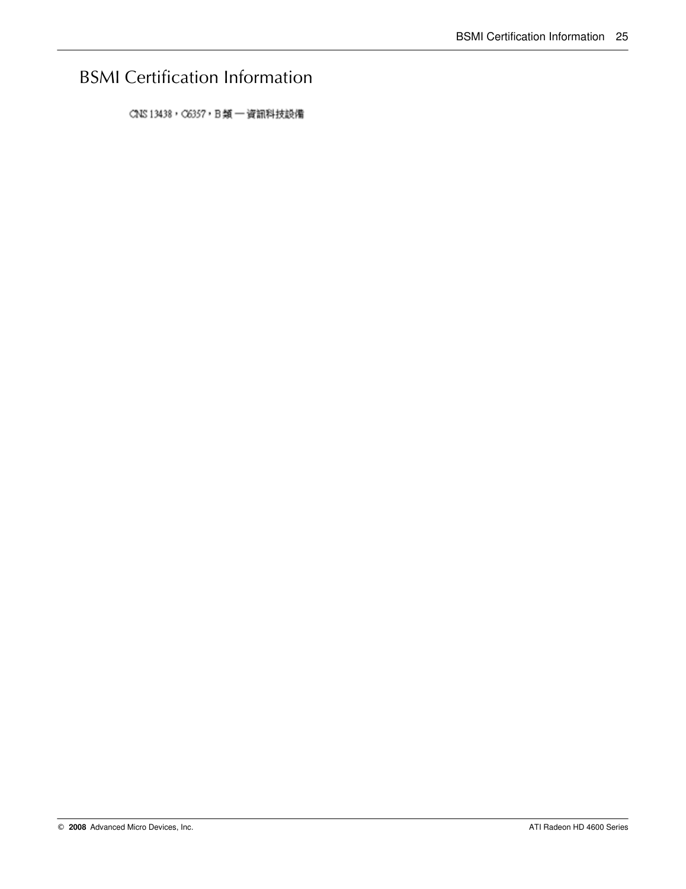# BSMI Certification Information

CNS 13438，C6357，B類 — 資訊科技設備